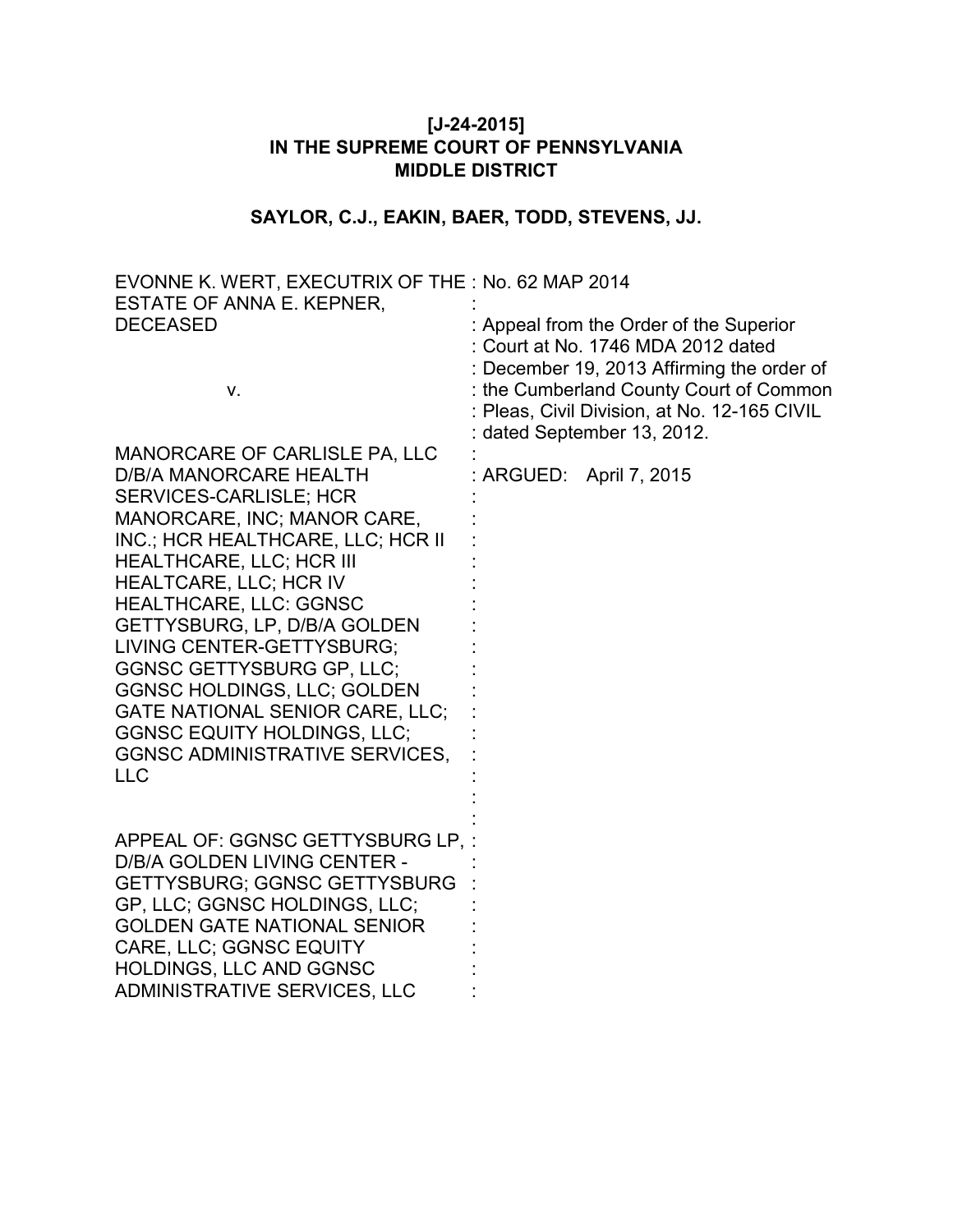**[J-24-2015]**
**IN THE SUPREME COURT OF PENNSYLVANIA**
**MIDDLE DISTRICT**

**SAYLOR, C.J., EAKIN, BAER, TODD, STEVENS, JJ.**

| | |
|---|---|
| EVONNE K. WERT, EXECUTRIX OF THE ESTATE OF ANNA E. KEPNER, DECEASED | No. 62 MAP 2014 |
| | Appeal from the Order of the Superior Court at No. 1746 MDA 2012 dated December 19, 2013 Affirming the order of the Cumberland County Court of Common Pleas, Civil Division, at No. 12-165 CIVIL dated September 13, 2012. |
| v. | |
| MANORCARE OF CARLISLE PA, LLC D/B/A MANORCARE HEALTH SERVICES-CARLISLE; HCR MANORCARE, INC; MANOR CARE, INC.; HCR HEALTHCARE, LLC; HCR II HEALTHCARE, LLC; HCR III HEALTCARE, LLC; HCR IV HEALTHCARE, LLC: GGNSC GETTYSBURG, LP, D/B/A GOLDEN LIVING CENTER-GETTYSBURG; GGNSC GETTYSBURG GP, LLC; GGNSC HOLDINGS, LLC; GOLDEN GATE NATIONAL SENIOR CARE, LLC; GGNSC EQUITY HOLDINGS, LLC; GGNSC ADMINISTRATIVE SERVICES, LLC | ARGUED: April 7, 2015 |
| APPEAL OF: GGNSC GETTYSBURG LP, D/B/A GOLDEN LIVING CENTER - GETTYSBURG; GGNSC GETTYSBURG GP, LLC; GGNSC HOLDINGS, LLC; GOLDEN GATE NATIONAL SENIOR CARE, LLC; GGNSC EQUITY HOLDINGS, LLC AND GGNSC ADMINISTRATIVE SERVICES, LLC | |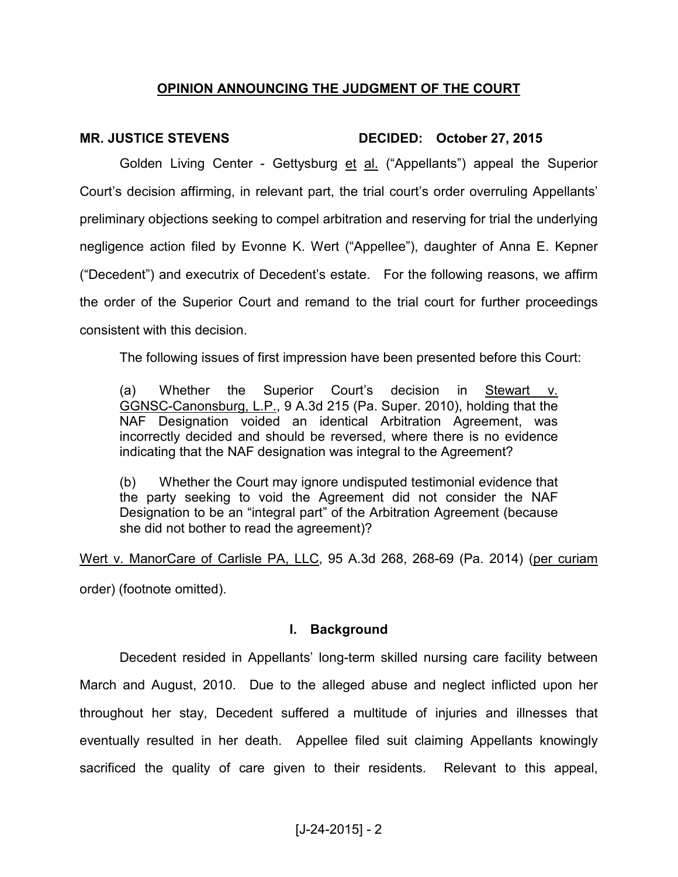## OPINION ANNOUNCING THE JUDGMENT OF THE COURT

**MR. JUSTICE STEVENS** **DECIDED: October 27, 2015**

Golden Living Center - Gettysburg et al. ("Appellants") appeal the Superior Court's decision affirming, in relevant part, the trial court's order overruling Appellants' preliminary objections seeking to compel arbitration and reserving for trial the underlying negligence action filed by Evonne K. Wert ("Appellee"), daughter of Anna E. Kepner ("Decedent") and executrix of Decedent's estate. For the following reasons, we affirm the order of the Superior Court and remand to the trial court for further proceedings consistent with this decision.

The following issues of first impression have been presented before this Court:

> (a) Whether the Superior Court's decision in Stewart v. GGNSC-Canonsburg, L.P., 9 A.3d 215 (Pa. Super. 2010), holding that the NAF Designation voided an identical Arbitration Agreement, was incorrectly decided and should be reversed, where there is no evidence indicating that the NAF designation was integral to the Agreement?
>
> (b) Whether the Court may ignore undisputed testimonial evidence that the party seeking to void the Agreement did not consider the NAF Designation to be an "integral part" of the Arbitration Agreement (because she did not bother to read the agreement)?

Wert v. ManorCare of Carlisle PA, LLC, 95 A.3d 268, 268-69 (Pa. 2014) (per curiam order) (footnote omitted).

### I. Background

Decedent resided in Appellants' long-term skilled nursing care facility between March and August, 2010. Due to the alleged abuse and neglect inflicted upon her throughout her stay, Decedent suffered a multitude of injuries and illnesses that eventually resulted in her death. Appellee filed suit claiming Appellants knowingly sacrificed the quality of care given to their residents. Relevant to this appeal,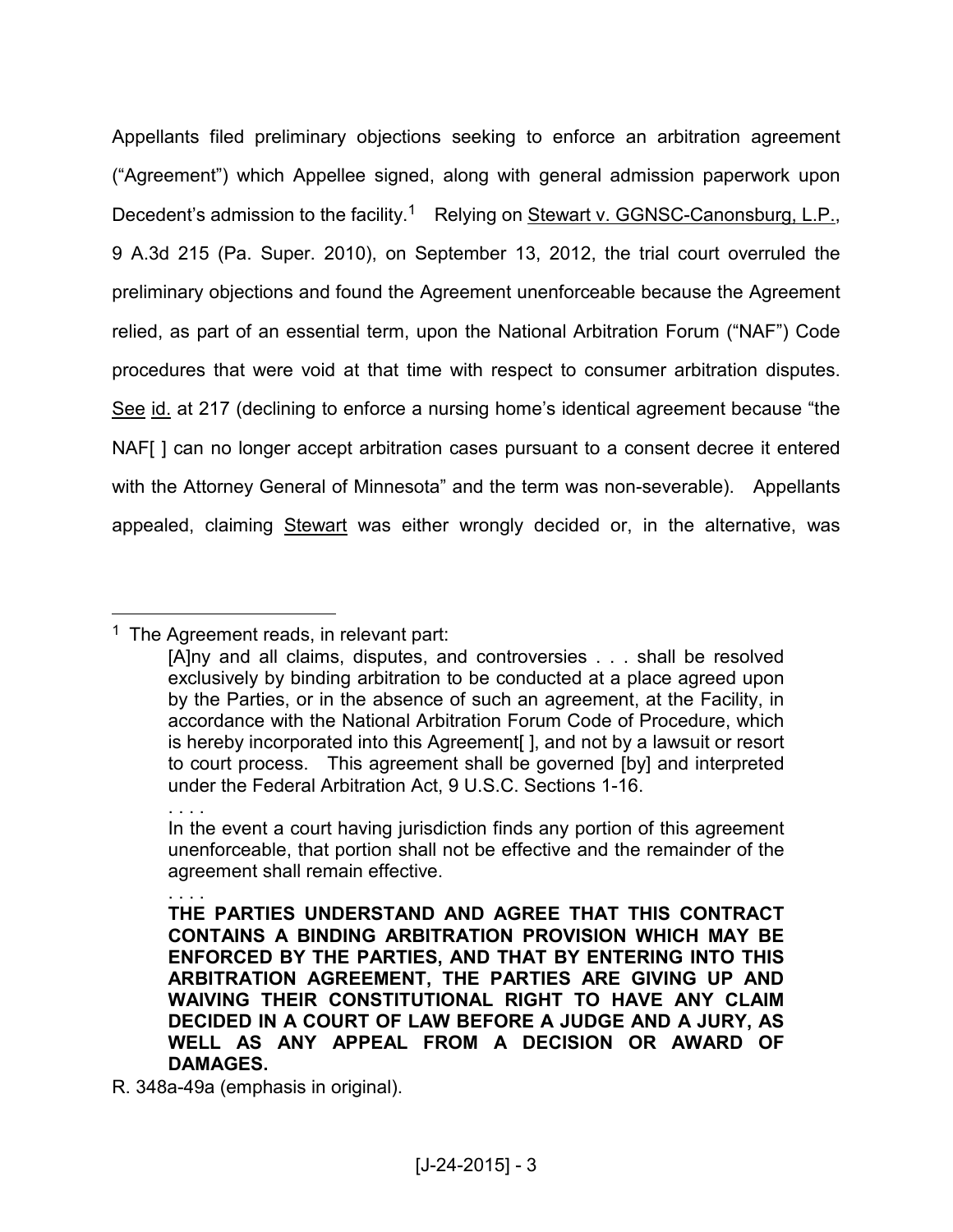Appellants filed preliminary objections seeking to enforce an arbitration agreement ("Agreement") which Appellee signed, along with general admission paperwork upon Decedent's admission to the facility.[1] Relying on Stewart v. GGNSC-Canonsburg, L.P., 9 A.3d 215 (Pa. Super. 2010), on September 13, 2012, the trial court overruled the preliminary objections and found the Agreement unenforceable because the Agreement relied, as part of an essential term, upon the National Arbitration Forum ("NAF") Code procedures that were void at that time with respect to consumer arbitration disputes. See id. at 217 (declining to enforce a nursing home's identical agreement because "the NAF[ ] can no longer accept arbitration cases pursuant to a consent decree it entered with the Attorney General of Minnesota" and the term was non-severable). Appellants appealed, claiming Stewart was either wrongly decided or, in the alternative, was

---

[1] The Agreement reads, in relevant part:

> [A]ny and all claims, disputes, and controversies . . . shall be resolved exclusively by binding arbitration to be conducted at a place agreed upon by the Parties, or in the absence of such an agreement, at the Facility, in accordance with the National Arbitration Forum Code of Procedure, which is hereby incorporated into this Agreement[ ], and not by a lawsuit or resort to court process. This agreement shall be governed [by] and interpreted under the Federal Arbitration Act, 9 U.S.C. Sections 1-16.
>
> . . . .
>
> In the event a court having jurisdiction finds any portion of this agreement unenforceable, that portion shall not be effective and the remainder of the agreement shall remain effective.
>
> . . . .
>
> **THE PARTIES UNDERSTAND AND AGREE THAT THIS CONTRACT CONTAINS A BINDING ARBITRATION PROVISION WHICH MAY BE ENFORCED BY THE PARTIES, AND THAT BY ENTERING INTO THIS ARBITRATION AGREEMENT, THE PARTIES ARE GIVING UP AND WAIVING THEIR CONSTITUTIONAL RIGHT TO HAVE ANY CLAIM DECIDED IN A COURT OF LAW BEFORE A JUDGE AND A JURY, AS WELL AS ANY APPEAL FROM A DECISION OR AWARD OF DAMAGES.**

R. 348a-49a (emphasis in original).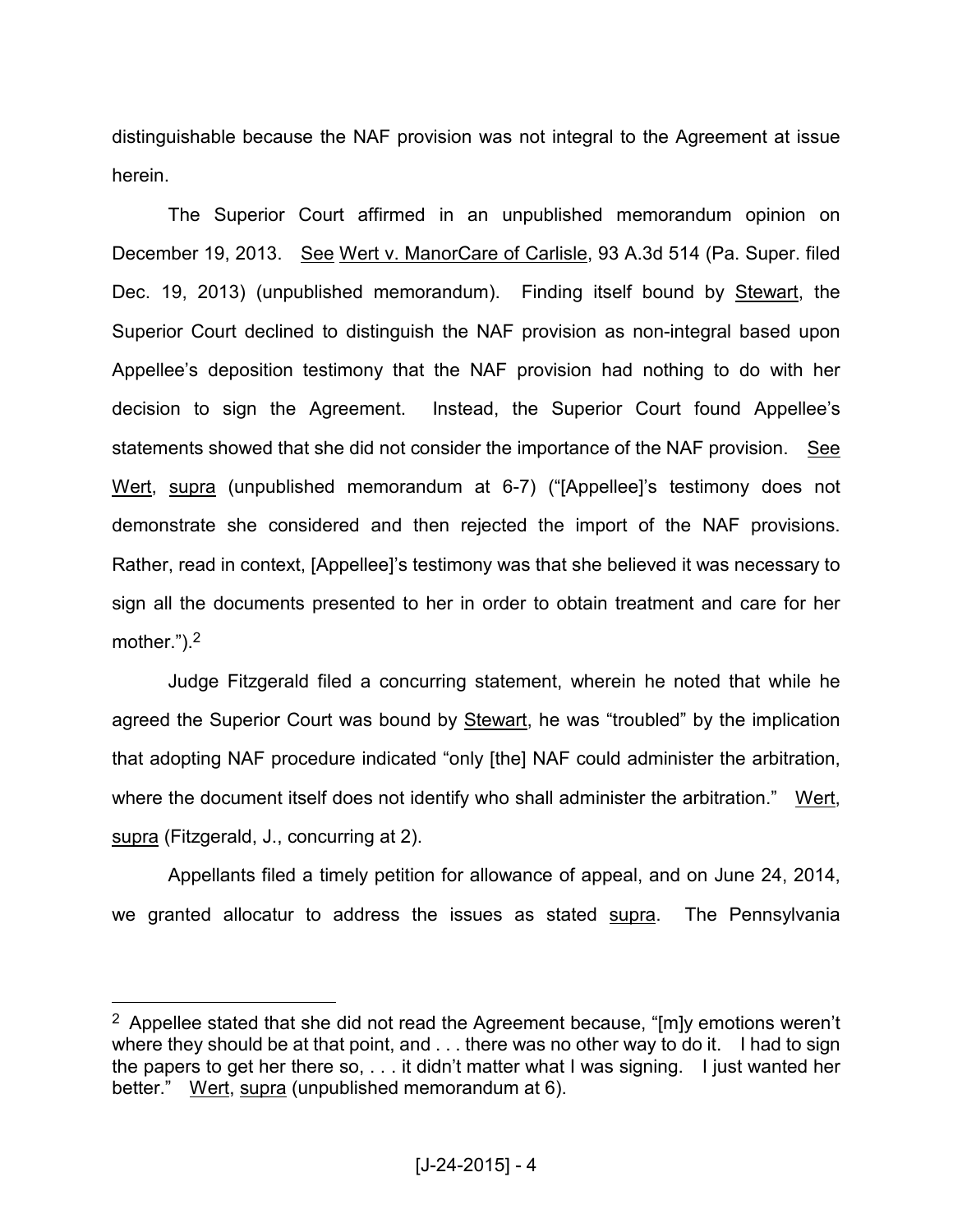distinguishable because the NAF provision was not integral to the Agreement at issue herein.

The Superior Court affirmed in an unpublished memorandum opinion on December 19, 2013. See Wert v. ManorCare of Carlisle, 93 A.3d 514 (Pa. Super. filed Dec. 19, 2013) (unpublished memorandum). Finding itself bound by Stewart, the Superior Court declined to distinguish the NAF provision as non-integral based upon Appellee's deposition testimony that the NAF provision had nothing to do with her decision to sign the Agreement. Instead, the Superior Court found Appellee's statements showed that she did not consider the importance of the NAF provision. See Wert, supra (unpublished memorandum at 6-7) ("[Appellee]'s testimony does not demonstrate she considered and then rejected the import of the NAF provisions. Rather, read in context, [Appellee]'s testimony was that she believed it was necessary to sign all the documents presented to her in order to obtain treatment and care for her mother.").[2]

Judge Fitzgerald filed a concurring statement, wherein he noted that while he agreed the Superior Court was bound by Stewart, he was "troubled" by the implication that adopting NAF procedure indicated "only [the] NAF could administer the arbitration, where the document itself does not identify who shall administer the arbitration." Wert, supra (Fitzgerald, J., concurring at 2).

Appellants filed a timely petition for allowance of appeal, and on June 24, 2014, we granted allocatur to address the issues as stated supra. The Pennsylvania

[2] Appellee stated that she did not read the Agreement because, "[m]y emotions weren't where they should be at that point, and . . . there was no other way to do it. I had to sign the papers to get her there so, . . . it didn't matter what I was signing. I just wanted her better." Wert, supra (unpublished memorandum at 6).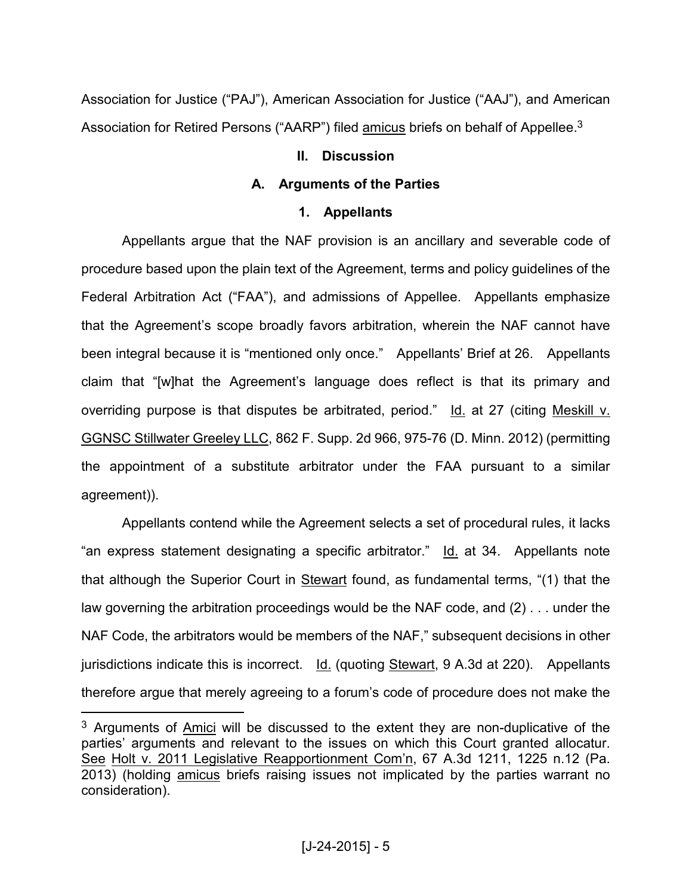Association for Justice ("PAJ"), American Association for Justice ("AAJ"), and American Association for Retired Persons ("AARP") filed amicus briefs on behalf of Appellee.[3]

## II. Discussion

### A. Arguments of the Parties

#### 1. Appellants

Appellants argue that the NAF provision is an ancillary and severable code of procedure based upon the plain text of the Agreement, terms and policy guidelines of the Federal Arbitration Act ("FAA"), and admissions of Appellee. Appellants emphasize that the Agreement's scope broadly favors arbitration, wherein the NAF cannot have been integral because it is "mentioned only once." Appellants' Brief at 26. Appellants claim that "[w]hat the Agreement's language does reflect is that its primary and overriding purpose is that disputes be arbitrated, period." Id. at 27 (citing Meskill v. GGNSC Stillwater Greeley LLC, 862 F. Supp. 2d 966, 975-76 (D. Minn. 2012) (permitting the appointment of a substitute arbitrator under the FAA pursuant to a similar agreement)).

Appellants contend while the Agreement selects a set of procedural rules, it lacks "an express statement designating a specific arbitrator." Id. at 34. Appellants note that although the Superior Court in Stewart found, as fundamental terms, "(1) that the law governing the arbitration proceedings would be the NAF code, and (2) . . . under the NAF Code, the arbitrators would be members of the NAF," subsequent decisions in other jurisdictions indicate this is incorrect. Id. (quoting Stewart, 9 A.3d at 220). Appellants therefore argue that merely agreeing to a forum's code of procedure does not make the

---

[3] Arguments of Amici will be discussed to the extent they are non-duplicative of the parties' arguments and relevant to the issues on which this Court granted allocatur. See Holt v. 2011 Legislative Reapportionment Com'n, 67 A.3d 1211, 1225 n.12 (Pa. 2013) (holding amicus briefs raising issues not implicated by the parties warrant no consideration).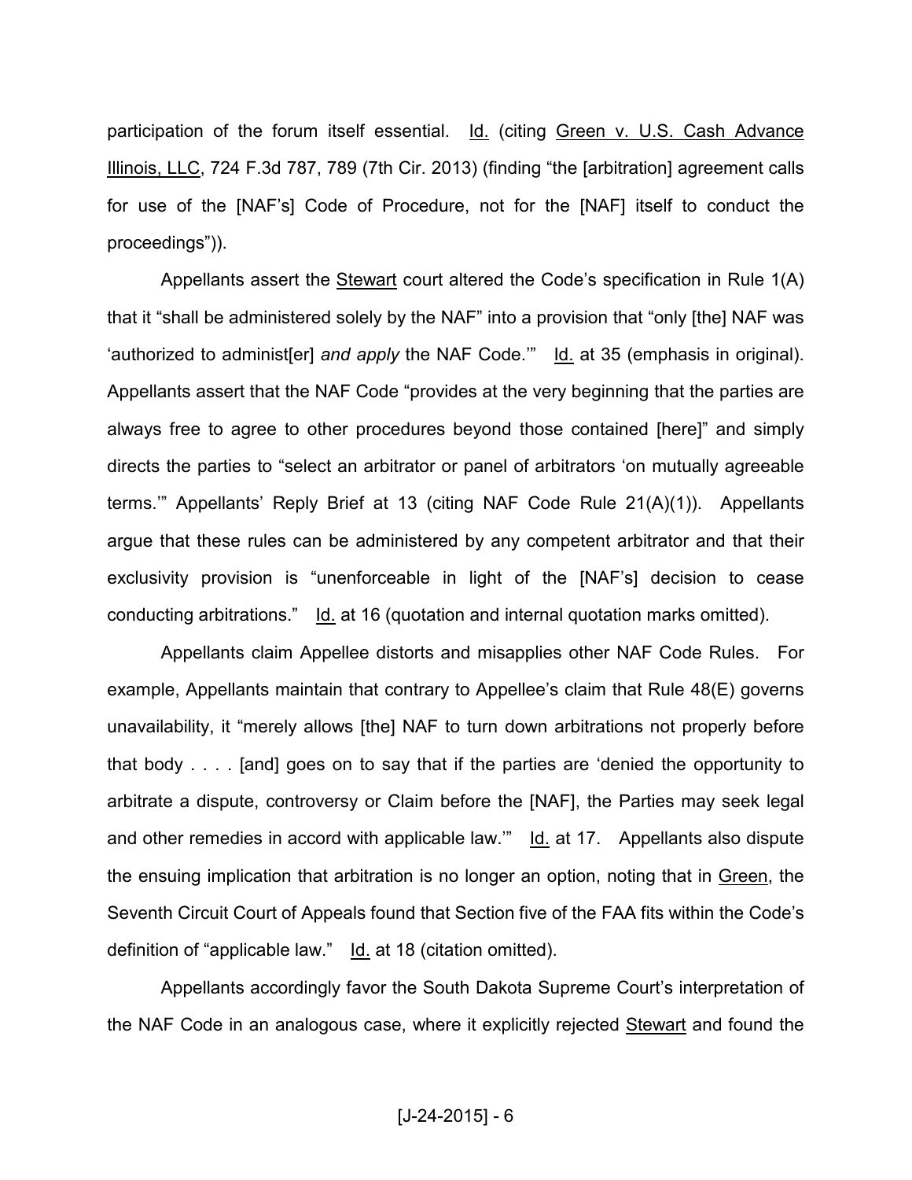participation of the forum itself essential. Id. (citing Green v. U.S. Cash Advance Illinois, LLC, 724 F.3d 787, 789 (7th Cir. 2013) (finding "the [arbitration] agreement calls for use of the [NAF's] Code of Procedure, not for the [NAF] itself to conduct the proceedings")).

Appellants assert the Stewart court altered the Code's specification in Rule 1(A) that it "shall be administered solely by the NAF" into a provision that "only [the] NAF was 'authorized to administ[er] *and apply* the NAF Code.'" Id. at 35 (emphasis in original). Appellants assert that the NAF Code "provides at the very beginning that the parties are always free to agree to other procedures beyond those contained [here]" and simply directs the parties to "select an arbitrator or panel of arbitrators 'on mutually agreeable terms.'" Appellants' Reply Brief at 13 (citing NAF Code Rule 21(A)(1)). Appellants argue that these rules can be administered by any competent arbitrator and that their exclusivity provision is "unenforceable in light of the [NAF's] decision to cease conducting arbitrations." Id. at 16 (quotation and internal quotation marks omitted).

Appellants claim Appellee distorts and misapplies other NAF Code Rules. For example, Appellants maintain that contrary to Appellee's claim that Rule 48(E) governs unavailability, it "merely allows [the] NAF to turn down arbitrations not properly before that body . . . . [and] goes on to say that if the parties are 'denied the opportunity to arbitrate a dispute, controversy or Claim before the [NAF], the Parties may seek legal and other remedies in accord with applicable law.'" Id. at 17. Appellants also dispute the ensuing implication that arbitration is no longer an option, noting that in Green, the Seventh Circuit Court of Appeals found that Section five of the FAA fits within the Code's definition of "applicable law." Id. at 18 (citation omitted).

Appellants accordingly favor the South Dakota Supreme Court's interpretation of the NAF Code in an analogous case, where it explicitly rejected Stewart and found the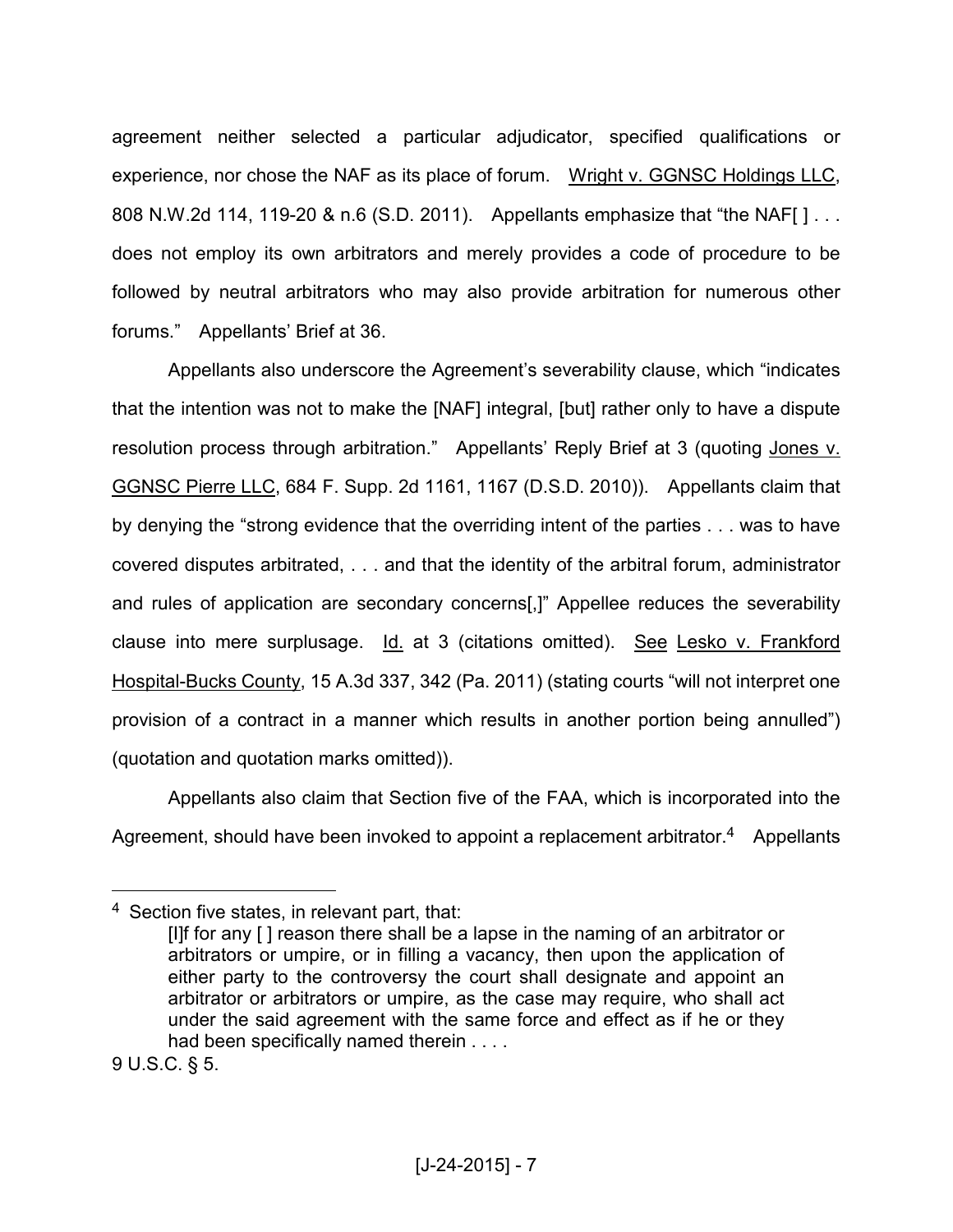agreement neither selected a particular adjudicator, specified qualifications or experience, nor chose the NAF as its place of forum. Wright v. GGNSC Holdings LLC, 808 N.W.2d 114, 119-20 & n.6 (S.D. 2011). Appellants emphasize that "the NAF[ ] . . . does not employ its own arbitrators and merely provides a code of procedure to be followed by neutral arbitrators who may also provide arbitration for numerous other forums." Appellants' Brief at 36.

Appellants also underscore the Agreement's severability clause, which "indicates that the intention was not to make the [NAF] integral, [but] rather only to have a dispute resolution process through arbitration." Appellants' Reply Brief at 3 (quoting Jones v. GGNSC Pierre LLC, 684 F. Supp. 2d 1161, 1167 (D.S.D. 2010)). Appellants claim that by denying the "strong evidence that the overriding intent of the parties . . . was to have covered disputes arbitrated, . . . and that the identity of the arbitral forum, administrator and rules of application are secondary concerns[,]" Appellee reduces the severability clause into mere surplusage. Id. at 3 (citations omitted). See Lesko v. Frankford Hospital-Bucks County, 15 A.3d 337, 342 (Pa. 2011) (stating courts "will not interpret one provision of a contract in a manner which results in another portion being annulled") (quotation and quotation marks omitted)).

Appellants also claim that Section five of the FAA, which is incorporated into the Agreement, should have been invoked to appoint a replacement arbitrator.[4] Appellants

---

[4] Section five states, in relevant part, that:

> [I]f for any [ ] reason there shall be a lapse in the naming of an arbitrator or arbitrators or umpire, or in filling a vacancy, then upon the application of either party to the controversy the court shall designate and appoint an arbitrator or arbitrators or umpire, as the case may require, who shall act under the said agreement with the same force and effect as if he or they had been specifically named therein . . . .

9 U.S.C. § 5.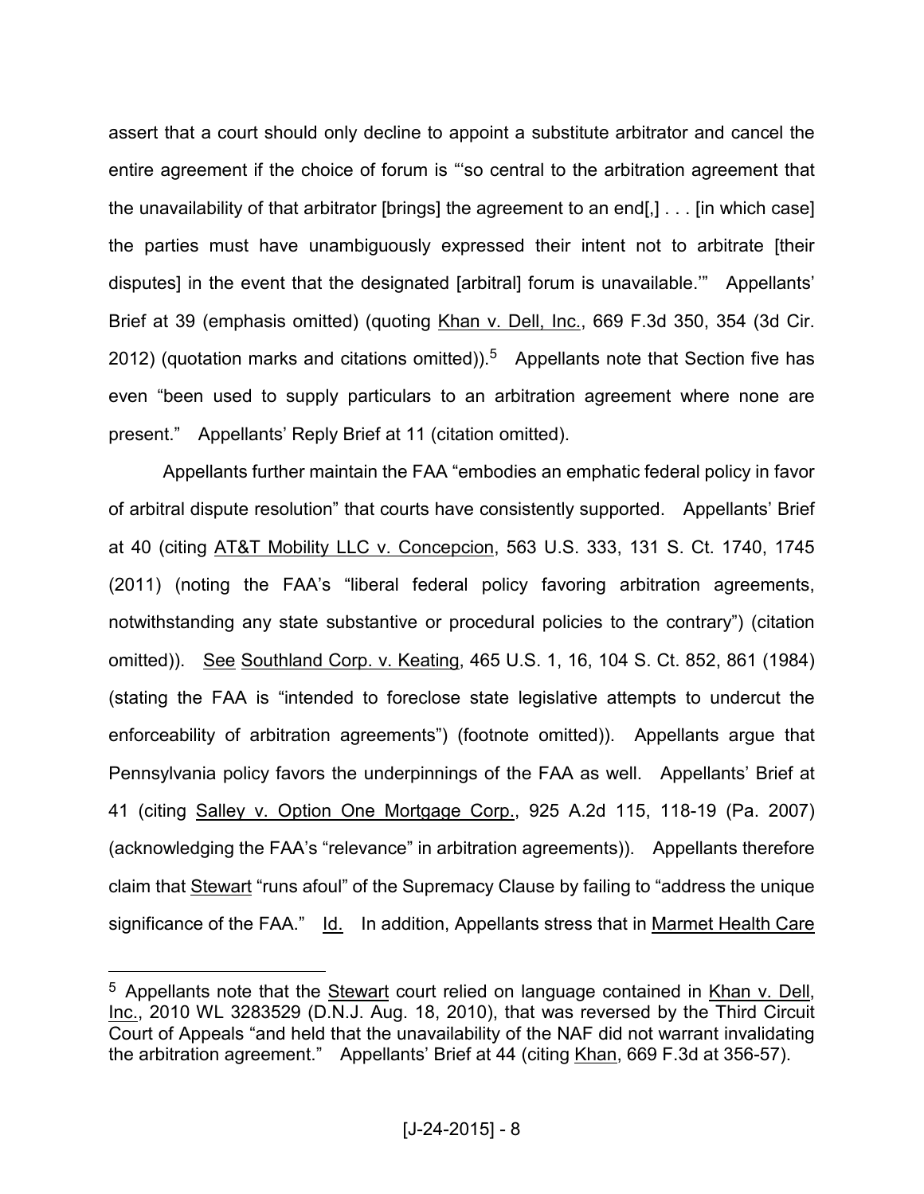assert that a court should only decline to appoint a substitute arbitrator and cancel the entire agreement if the choice of forum is "'so central to the arbitration agreement that the unavailability of that arbitrator [brings] the agreement to an end[,] . . . [in which case] the parties must have unambiguously expressed their intent not to arbitrate [their disputes] in the event that the designated [arbitral] forum is unavailable.'" Appellants' Brief at 39 (emphasis omitted) (quoting Khan v. Dell, Inc., 669 F.3d 350, 354 (3d Cir. 2012) (quotation marks and citations omitted)).[5] Appellants note that Section five has even "been used to supply particulars to an arbitration agreement where none are present." Appellants' Reply Brief at 11 (citation omitted).

Appellants further maintain the FAA "embodies an emphatic federal policy in favor of arbitral dispute resolution" that courts have consistently supported. Appellants' Brief at 40 (citing AT&T Mobility LLC v. Concepcion, 563 U.S. 333, 131 S. Ct. 1740, 1745 (2011) (noting the FAA's "liberal federal policy favoring arbitration agreements, notwithstanding any state substantive or procedural policies to the contrary") (citation omitted)). See Southland Corp. v. Keating, 465 U.S. 1, 16, 104 S. Ct. 852, 861 (1984) (stating the FAA is "intended to foreclose state legislative attempts to undercut the enforceability of arbitration agreements") (footnote omitted)). Appellants argue that Pennsylvania policy favors the underpinnings of the FAA as well. Appellants' Brief at 41 (citing Salley v. Option One Mortgage Corp., 925 A.2d 115, 118-19 (Pa. 2007) (acknowledging the FAA's "relevance" in arbitration agreements)). Appellants therefore claim that Stewart "runs afoul" of the Supremacy Clause by failing to "address the unique significance of the FAA." Id. In addition, Appellants stress that in Marmet Health Care

---

[5] Appellants note that the Stewart court relied on language contained in Khan v. Dell, Inc., 2010 WL 3283529 (D.N.J. Aug. 18, 2010), that was reversed by the Third Circuit Court of Appeals "and held that the unavailability of the NAF did not warrant invalidating the arbitration agreement." Appellants' Brief at 44 (citing Khan, 669 F.3d at 356-57).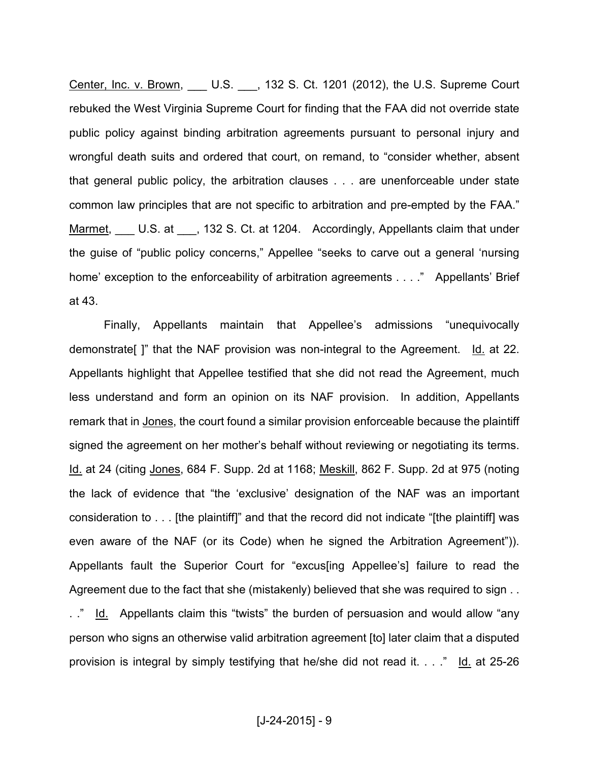Center, Inc. v. Brown, ___ U.S. ___, 132 S. Ct. 1201 (2012), the U.S. Supreme Court rebuked the West Virginia Supreme Court for finding that the FAA did not override state public policy against binding arbitration agreements pursuant to personal injury and wrongful death suits and ordered that court, on remand, to "consider whether, absent that general public policy, the arbitration clauses . . . are unenforceable under state common law principles that are not specific to arbitration and pre-empted by the FAA." Marmet, ___ U.S. at ___, 132 S. Ct. at 1204. Accordingly, Appellants claim that under the guise of "public policy concerns," Appellee "seeks to carve out a general 'nursing home' exception to the enforceability of arbitration agreements . . . ." Appellants' Brief at 43.

Finally, Appellants maintain that Appellee's admissions "unequivocally demonstrate[ ]" that the NAF provision was non-integral to the Agreement. Id. at 22. Appellants highlight that Appellee testified that she did not read the Agreement, much less understand and form an opinion on its NAF provision. In addition, Appellants remark that in Jones, the court found a similar provision enforceable because the plaintiff signed the agreement on her mother's behalf without reviewing or negotiating its terms. Id. at 24 (citing Jones, 684 F. Supp. 2d at 1168; Meskill, 862 F. Supp. 2d at 975 (noting the lack of evidence that "the 'exclusive' designation of the NAF was an important consideration to . . . [the plaintiff]" and that the record did not indicate "[the plaintiff] was even aware of the NAF (or its Code) when he signed the Arbitration Agreement")). Appellants fault the Superior Court for "excus[ing Appellee's] failure to read the Agreement due to the fact that she (mistakenly) believed that she was required to sign . . . ." Id. Appellants claim this "twists" the burden of persuasion and would allow "any person who signs an otherwise valid arbitration agreement [to] later claim that a disputed provision is integral by simply testifying that he/she did not read it. . . ." Id. at 25-26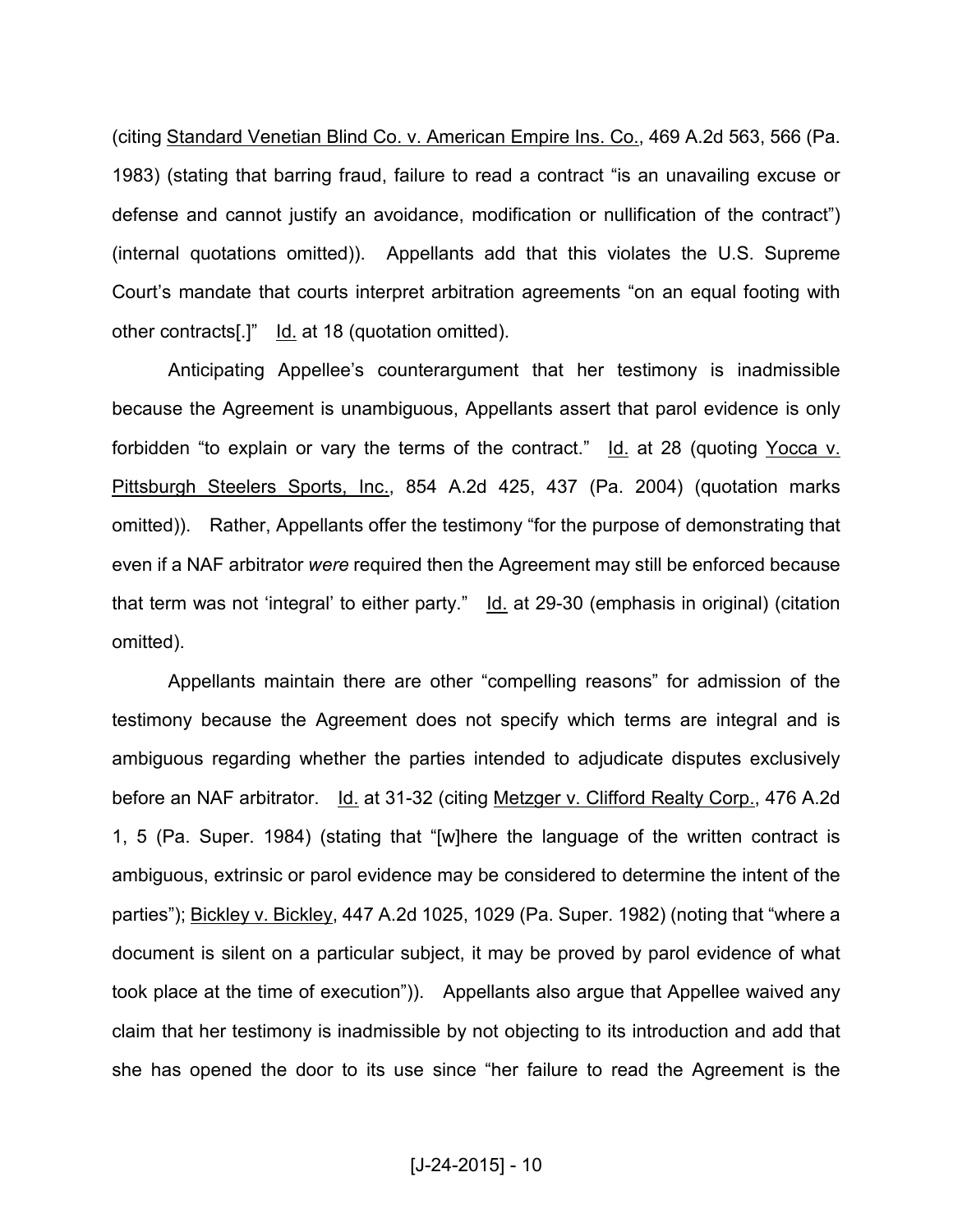(citing Standard Venetian Blind Co. v. American Empire Ins. Co., 469 A.2d 563, 566 (Pa. 1983) (stating that barring fraud, failure to read a contract "is an unavailing excuse or defense and cannot justify an avoidance, modification or nullification of the contract") (internal quotations omitted)). Appellants add that this violates the U.S. Supreme Court's mandate that courts interpret arbitration agreements "on an equal footing with other contracts[.]" Id. at 18 (quotation omitted).

Anticipating Appellee's counterargument that her testimony is inadmissible because the Agreement is unambiguous, Appellants assert that parol evidence is only forbidden "to explain or vary the terms of the contract." Id. at 28 (quoting Yocca v. Pittsburgh Steelers Sports, Inc., 854 A.2d 425, 437 (Pa. 2004) (quotation marks omitted)). Rather, Appellants offer the testimony "for the purpose of demonstrating that even if a NAF arbitrator *were* required then the Agreement may still be enforced because that term was not 'integral' to either party." Id. at 29-30 (emphasis in original) (citation omitted).

Appellants maintain there are other "compelling reasons" for admission of the testimony because the Agreement does not specify which terms are integral and is ambiguous regarding whether the parties intended to adjudicate disputes exclusively before an NAF arbitrator. Id. at 31-32 (citing Metzger v. Clifford Realty Corp., 476 A.2d 1, 5 (Pa. Super. 1984) (stating that "[w]here the language of the written contract is ambiguous, extrinsic or parol evidence may be considered to determine the intent of the parties"); Bickley v. Bickley, 447 A.2d 1025, 1029 (Pa. Super. 1982) (noting that "where a document is silent on a particular subject, it may be proved by parol evidence of what took place at the time of execution")). Appellants also argue that Appellee waived any claim that her testimony is inadmissible by not objecting to its introduction and add that she has opened the door to its use since "her failure to read the Agreement is the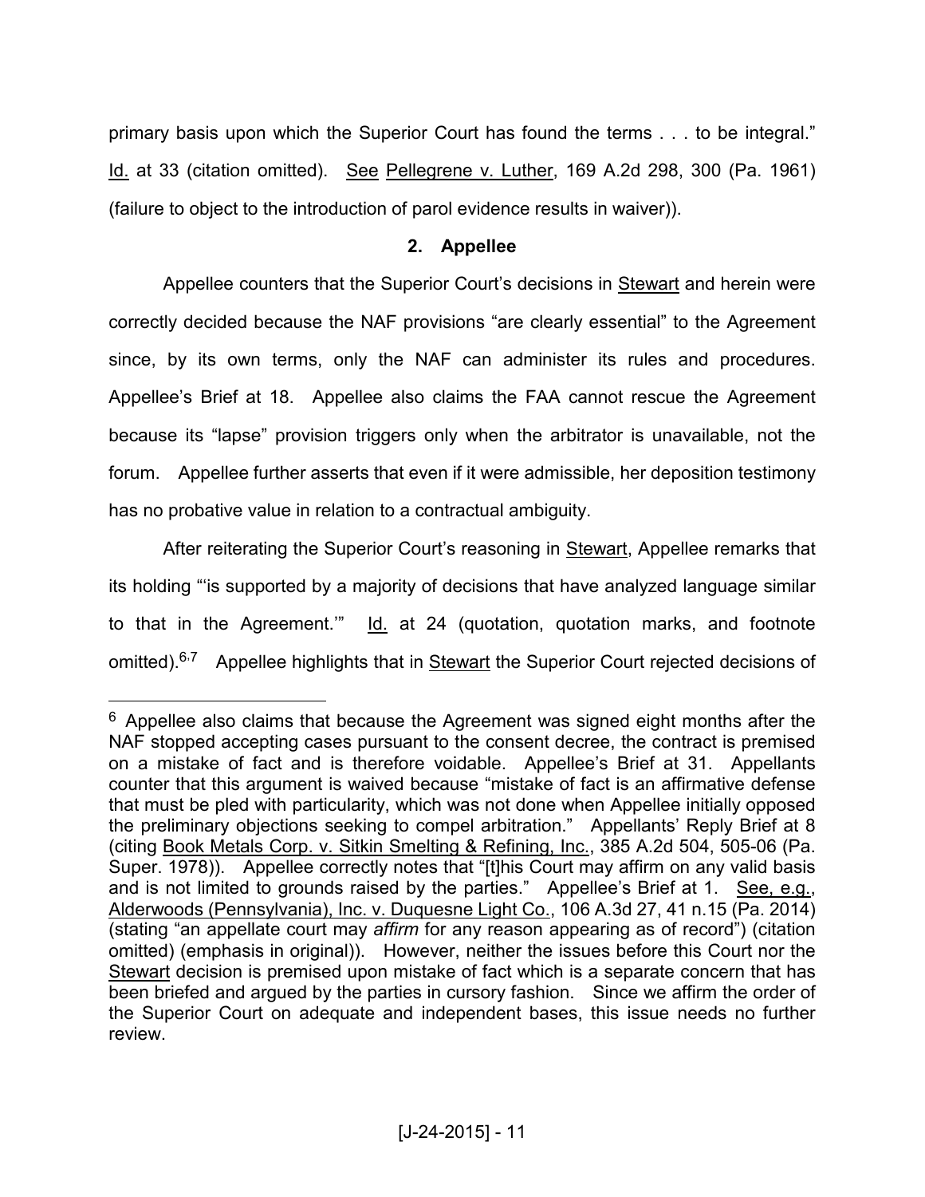primary basis upon which the Superior Court has found the terms . . . to be integral." Id. at 33 (citation omitted). See Pellegrene v. Luther, 169 A.2d 298, 300 (Pa. 1961) (failure to object to the introduction of parol evidence results in waiver)).

**2. Appellee**

Appellee counters that the Superior Court's decisions in Stewart and herein were correctly decided because the NAF provisions "are clearly essential" to the Agreement since, by its own terms, only the NAF can administer its rules and procedures. Appellee's Brief at 18. Appellee also claims the FAA cannot rescue the Agreement because its "lapse" provision triggers only when the arbitrator is unavailable, not the forum. Appellee further asserts that even if it were admissible, her deposition testimony has no probative value in relation to a contractual ambiguity.

After reiterating the Superior Court's reasoning in Stewart, Appellee remarks that its holding "'is supported by a majority of decisions that have analyzed language similar to that in the Agreement.'" Id. at 24 (quotation, quotation marks, and footnote omitted).[6,7] Appellee highlights that in Stewart the Superior Court rejected decisions of

---

[6] Appellee also claims that because the Agreement was signed eight months after the NAF stopped accepting cases pursuant to the consent decree, the contract is premised on a mistake of fact and is therefore voidable. Appellee's Brief at 31. Appellants counter that this argument is waived because "mistake of fact is an affirmative defense that must be pled with particularity, which was not done when Appellee initially opposed the preliminary objections seeking to compel arbitration." Appellants' Reply Brief at 8 (citing Book Metals Corp. v. Sitkin Smelting & Refining, Inc., 385 A.2d 504, 505-06 (Pa. Super. 1978)). Appellee correctly notes that "[t]his Court may affirm on any valid basis and is not limited to grounds raised by the parties." Appellee's Brief at 1. See, e.g., Alderwoods (Pennsylvania), Inc. v. Duquesne Light Co., 106 A.3d 27, 41 n.15 (Pa. 2014) (stating "an appellate court may *affirm* for any reason appearing as of record") (citation omitted) (emphasis in original)). However, neither the issues before this Court nor the Stewart decision is premised upon mistake of fact which is a separate concern that has been briefed and argued by the parties in cursory fashion. Since we affirm the order of the Superior Court on adequate and independent bases, this issue needs no further review.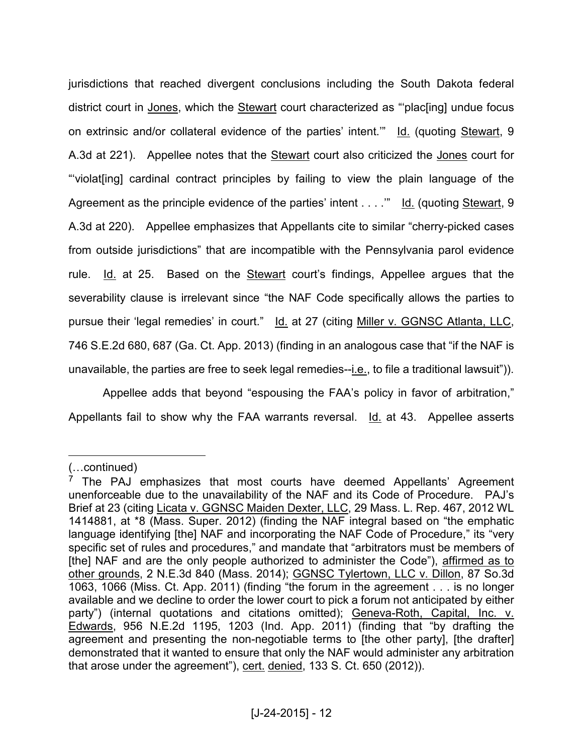jurisdictions that reached divergent conclusions including the South Dakota federal district court in Jones, which the Stewart court characterized as "'plac[ing] undue focus on extrinsic and/or collateral evidence of the parties' intent.'" Id. (quoting Stewart, 9 A.3d at 221). Appellee notes that the Stewart court also criticized the Jones court for "'violat[ing] cardinal contract principles by failing to view the plain language of the Agreement as the principle evidence of the parties' intent . . . .'" Id. (quoting Stewart, 9 A.3d at 220). Appellee emphasizes that Appellants cite to similar "cherry-picked cases from outside jurisdictions" that are incompatible with the Pennsylvania parol evidence rule. Id. at 25. Based on the Stewart court's findings, Appellee argues that the severability clause is irrelevant since "the NAF Code specifically allows the parties to pursue their 'legal remedies' in court." Id. at 27 (citing Miller v. GGNSC Atlanta, LLC, 746 S.E.2d 680, 687 (Ga. Ct. App. 2013) (finding in an analogous case that "if the NAF is unavailable, the parties are free to seek legal remedies--i.e., to file a traditional lawsuit")).

Appellee adds that beyond "espousing the FAA's policy in favor of arbitration," Appellants fail to show why the FAA warrants reversal. Id. at 43. Appellee asserts

---

(…continued)

[7] The PAJ emphasizes that most courts have deemed Appellants' Agreement unenforceable due to the unavailability of the NAF and its Code of Procedure. PAJ's Brief at 23 (citing Licata v. GGNSC Maiden Dexter, LLC, 29 Mass. L. Rep. 467, 2012 WL 1414881, at *8 (Mass. Super. 2012) (finding the NAF integral based on "the emphatic language identifying [the] NAF and incorporating the NAF Code of Procedure," its "very specific set of rules and procedures," and mandate that "arbitrators must be members of [the] NAF and are the only people authorized to administer the Code"), affirmed as to other grounds, 2 N.E.3d 840 (Mass. 2014); GGNSC Tylertown, LLC v. Dillon, 87 So.3d 1063, 1066 (Miss. Ct. App. 2011) (finding "the forum in the agreement . . . is no longer available and we decline to order the lower court to pick a forum not anticipated by either party") (internal quotations and citations omitted); Geneva-Roth, Capital, Inc. v. Edwards, 956 N.E.2d 1195, 1203 (Ind. App. 2011) (finding that "by drafting the agreement and presenting the non-negotiable terms to [the other party], [the drafter] demonstrated that it wanted to ensure that only the NAF would administer any arbitration that arose under the agreement"), cert. denied, 133 S. Ct. 650 (2012)).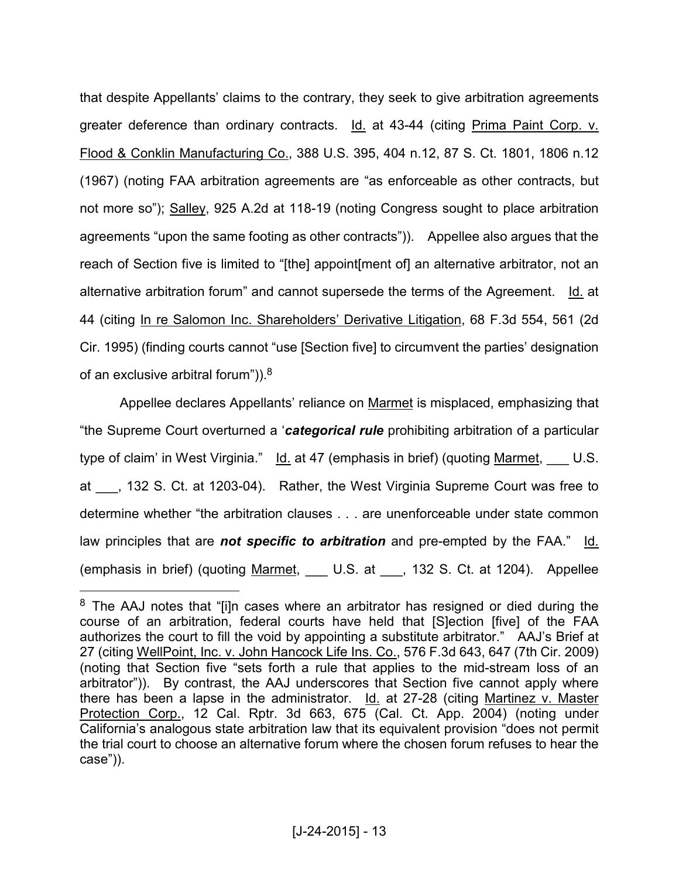that despite Appellants' claims to the contrary, they seek to give arbitration agreements greater deference than ordinary contracts. Id. at 43-44 (citing Prima Paint Corp. v. Flood & Conklin Manufacturing Co., 388 U.S. 395, 404 n.12, 87 S. Ct. 1801, 1806 n.12 (1967) (noting FAA arbitration agreements are "as enforceable as other contracts, but not more so"); Salley, 925 A.2d at 118-19 (noting Congress sought to place arbitration agreements "upon the same footing as other contracts")). Appellee also argues that the reach of Section five is limited to "[the] appoint[ment of] an alternative arbitrator, not an alternative arbitration forum" and cannot supersede the terms of the Agreement. Id. at 44 (citing In re Salomon Inc. Shareholders' Derivative Litigation, 68 F.3d 554, 561 (2d Cir. 1995) (finding courts cannot "use [Section five] to circumvent the parties' designation of an exclusive arbitral forum")).[8]

Appellee declares Appellants' reliance on Marmet is misplaced, emphasizing that "the Supreme Court overturned a '***categorical rule*** prohibiting arbitration of a particular type of claim' in West Virginia." Id. at 47 (emphasis in brief) (quoting Marmet, ___ U.S. at ___, 132 S. Ct. at 1203-04). Rather, the West Virginia Supreme Court was free to determine whether "the arbitration clauses . . . are unenforceable under state common law principles that are ***not specific to arbitration*** and pre-empted by the FAA." Id. (emphasis in brief) (quoting Marmet, ___ U.S. at ___, 132 S. Ct. at 1204). Appellee

[8] The AAJ notes that "[i]n cases where an arbitrator has resigned or died during the course of an arbitration, federal courts have held that [S]ection [five] of the FAA authorizes the court to fill the void by appointing a substitute arbitrator." AAJ's Brief at 27 (citing WellPoint, Inc. v. John Hancock Life Ins. Co., 576 F.3d 643, 647 (7th Cir. 2009) (noting that Section five "sets forth a rule that applies to the mid-stream loss of an arbitrator")). By contrast, the AAJ underscores that Section five cannot apply where there has been a lapse in the administrator. Id. at 27-28 (citing Martinez v. Master Protection Corp., 12 Cal. Rptr. 3d 663, 675 (Cal. Ct. App. 2004) (noting under California's analogous state arbitration law that its equivalent provision "does not permit the trial court to choose an alternative forum where the chosen forum refuses to hear the case")).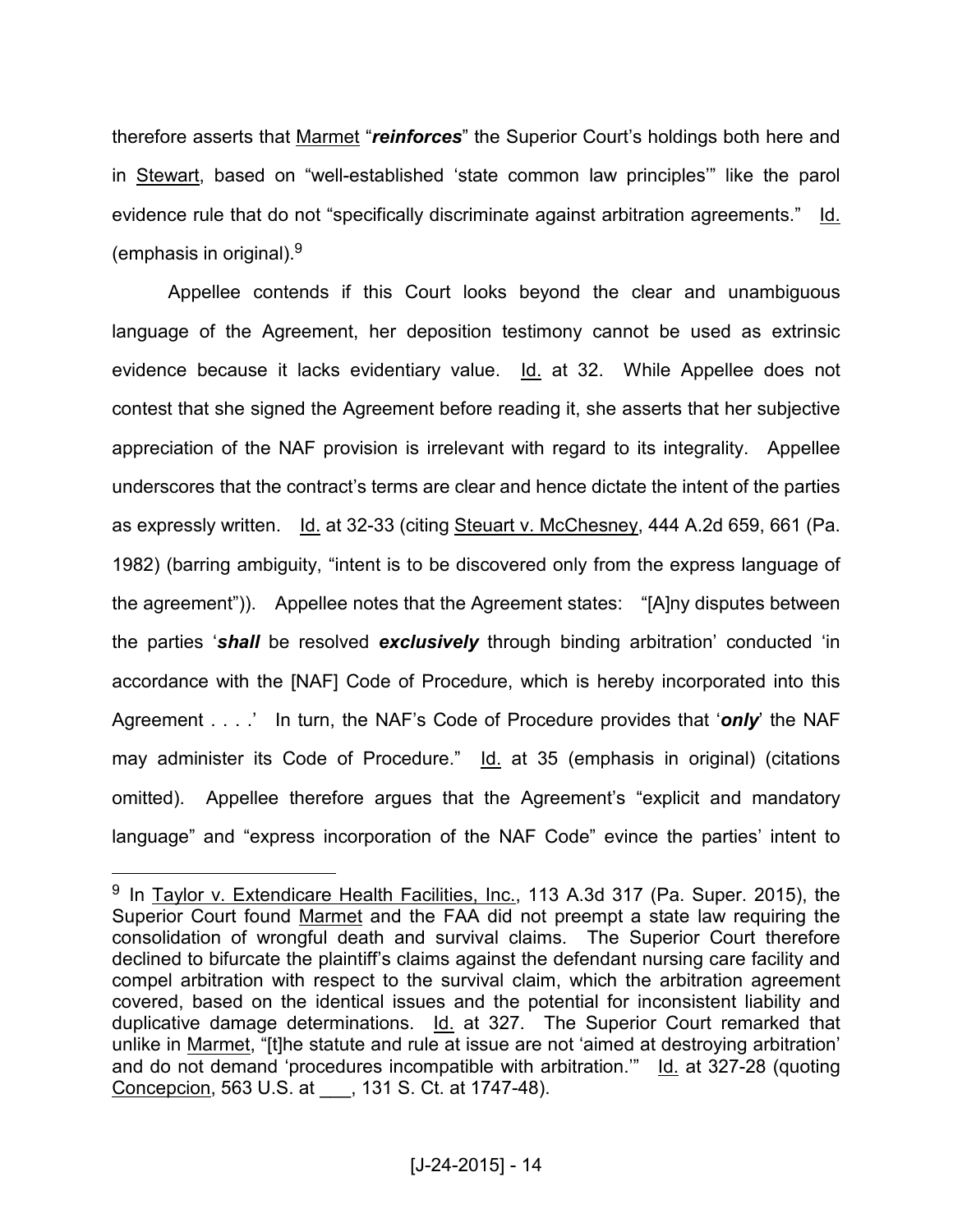therefore asserts that Marmet "***reinforces***" the Superior Court's holdings both here and in Stewart, based on "well-established 'state common law principles'" like the parol evidence rule that do not "specifically discriminate against arbitration agreements." Id. (emphasis in original).[9]

Appellee contends if this Court looks beyond the clear and unambiguous language of the Agreement, her deposition testimony cannot be used as extrinsic evidence because it lacks evidentiary value. Id. at 32. While Appellee does not contest that she signed the Agreement before reading it, she asserts that her subjective appreciation of the NAF provision is irrelevant with regard to its integrality. Appellee underscores that the contract's terms are clear and hence dictate the intent of the parties as expressly written. Id. at 32-33 (citing Steuart v. McChesney, 444 A.2d 659, 661 (Pa. 1982) (barring ambiguity, "intent is to be discovered only from the express language of the agreement")). Appellee notes that the Agreement states: "[A]ny disputes between the parties '***shall*** be resolved ***exclusively*** through binding arbitration' conducted 'in accordance with the [NAF] Code of Procedure, which is hereby incorporated into this Agreement . . . .' In turn, the NAF's Code of Procedure provides that '***only***' the NAF may administer its Code of Procedure." Id. at 35 (emphasis in original) (citations omitted). Appellee therefore argues that the Agreement's "explicit and mandatory language" and "express incorporation of the NAF Code" evince the parties' intent to

---

[9] In Taylor v. Extendicare Health Facilities, Inc., 113 A.3d 317 (Pa. Super. 2015), the Superior Court found Marmet and the FAA did not preempt a state law requiring the consolidation of wrongful death and survival claims. The Superior Court therefore declined to bifurcate the plaintiff's claims against the defendant nursing care facility and compel arbitration with respect to the survival claim, which the arbitration agreement covered, based on the identical issues and the potential for inconsistent liability and duplicative damage determinations. Id. at 327. The Superior Court remarked that unlike in Marmet, "[t]he statute and rule at issue are not 'aimed at destroying arbitration' and do not demand 'procedures incompatible with arbitration.'" Id. at 327-28 (quoting Concepcion, 563 U.S. at ___, 131 S. Ct. at 1747-48).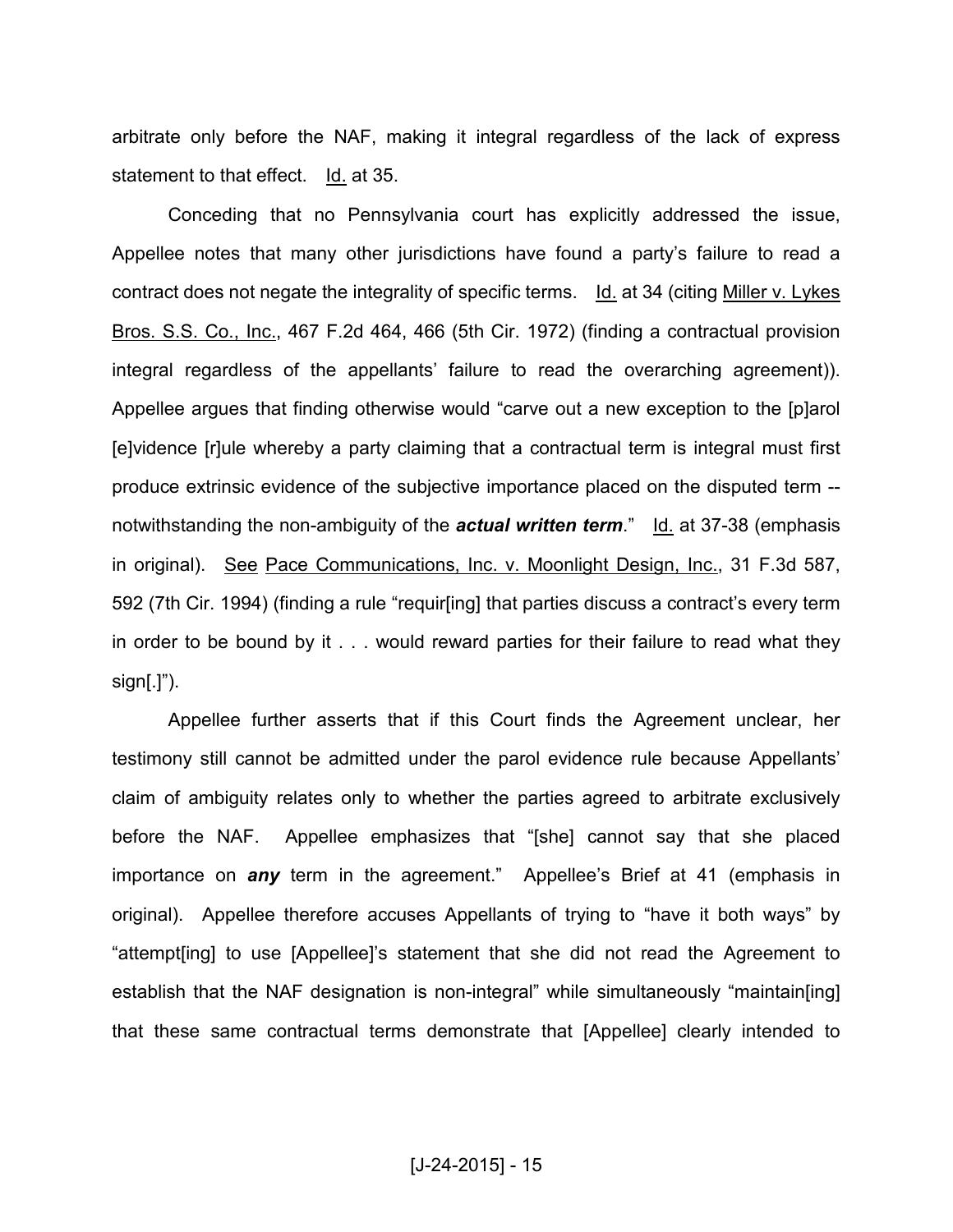arbitrate only before the NAF, making it integral regardless of the lack of express statement to that effect. Id. at 35.

Conceding that no Pennsylvania court has explicitly addressed the issue, Appellee notes that many other jurisdictions have found a party's failure to read a contract does not negate the integrality of specific terms. Id. at 34 (citing Miller v. Lykes Bros. S.S. Co., Inc., 467 F.2d 464, 466 (5th Cir. 1972) (finding a contractual provision integral regardless of the appellants' failure to read the overarching agreement)). Appellee argues that finding otherwise would "carve out a new exception to the [p]arol [e]vidence [r]ule whereby a party claiming that a contractual term is integral must first produce extrinsic evidence of the subjective importance placed on the disputed term -- notwithstanding the non-ambiguity of the ***actual written term***." Id. at 37-38 (emphasis in original). See Pace Communications, Inc. v. Moonlight Design, Inc., 31 F.3d 587, 592 (7th Cir. 1994) (finding a rule "requir[ing] that parties discuss a contract's every term in order to be bound by it . . . would reward parties for their failure to read what they sign[.]").

Appellee further asserts that if this Court finds the Agreement unclear, her testimony still cannot be admitted under the parol evidence rule because Appellants' claim of ambiguity relates only to whether the parties agreed to arbitrate exclusively before the NAF. Appellee emphasizes that "[she] cannot say that she placed importance on ***any*** term in the agreement." Appellee's Brief at 41 (emphasis in original). Appellee therefore accuses Appellants of trying to "have it both ways" by "attempt[ing] to use [Appellee]'s statement that she did not read the Agreement to establish that the NAF designation is non-integral" while simultaneously "maintain[ing] that these same contractual terms demonstrate that [Appellee] clearly intended to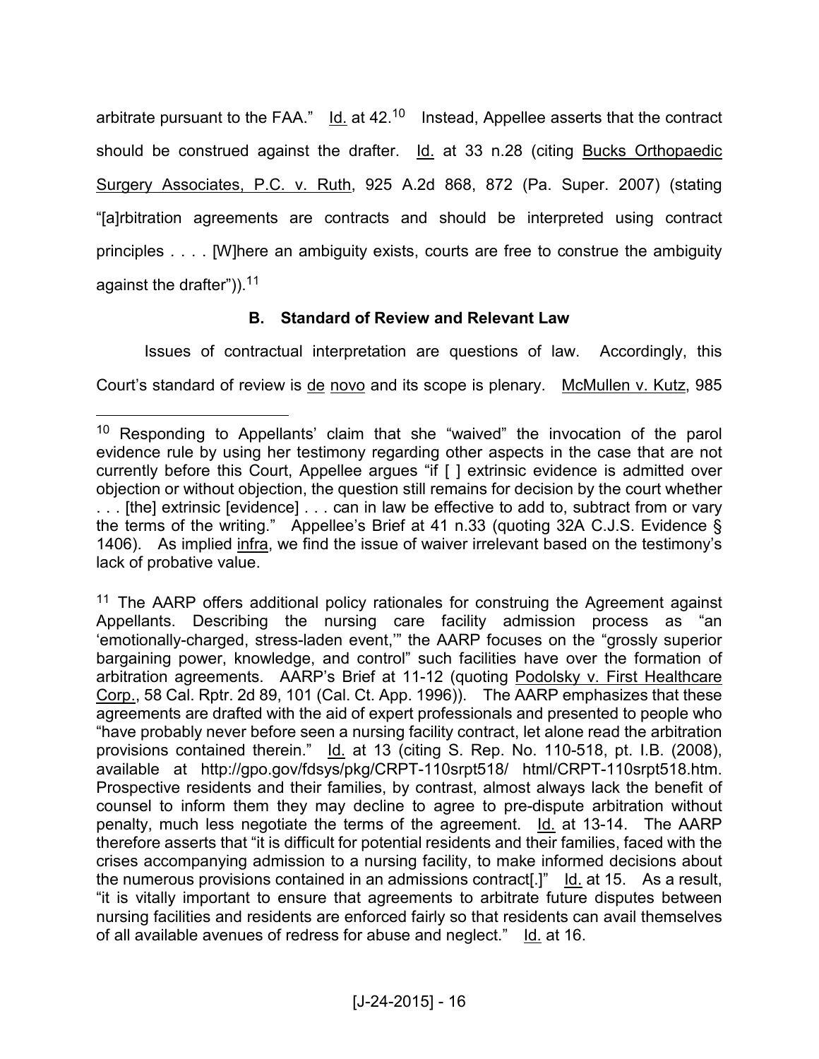arbitrate pursuant to the FAA." Id. at 42.[10] Instead, Appellee asserts that the contract should be construed against the drafter. Id. at 33 n.28 (citing Bucks Orthopaedic Surgery Associates, P.C. v. Ruth, 925 A.2d 868, 872 (Pa. Super. 2007) (stating "[a]rbitration agreements are contracts and should be interpreted using contract principles . . . . [W]here an ambiguity exists, courts are free to construe the ambiguity against the drafter")).[11]

### B. Standard of Review and Relevant Law

Issues of contractual interpretation are questions of law. Accordingly, this Court's standard of review is de novo and its scope is plenary. McMullen v. Kutz, 985

---

[10] Responding to Appellants' claim that she "waived" the invocation of the parol evidence rule by using her testimony regarding other aspects in the case that are not currently before this Court, Appellee argues "if [ ] extrinsic evidence is admitted over objection or without objection, the question still remains for decision by the court whether . . . [the] extrinsic [evidence] . . . can in law be effective to add to, subtract from or vary the terms of the writing." Appellee's Brief at 41 n.33 (quoting 32A C.J.S. Evidence § 1406). As implied infra, we find the issue of waiver irrelevant based on the testimony's lack of probative value.

[11] The AARP offers additional policy rationales for construing the Agreement against Appellants. Describing the nursing care facility admission process as "an 'emotionally-charged, stress-laden event,'" the AARP focuses on the "grossly superior bargaining power, knowledge, and control" such facilities have over the formation of arbitration agreements. AARP's Brief at 11-12 (quoting Podolsky v. First Healthcare Corp., 58 Cal. Rptr. 2d 89, 101 (Cal. Ct. App. 1996)). The AARP emphasizes that these agreements are drafted with the aid of expert professionals and presented to people who "have probably never before seen a nursing facility contract, let alone read the arbitration provisions contained therein." Id. at 13 (citing S. Rep. No. 110-518, pt. I.B. (2008), available at http://gpo.gov/fdsys/pkg/CRPT-110srpt518/ html/CRPT-110srpt518.htm. Prospective residents and their families, by contrast, almost always lack the benefit of counsel to inform them they may decline to agree to pre-dispute arbitration without penalty, much less negotiate the terms of the agreement. Id. at 13-14. The AARP therefore asserts that "it is difficult for potential residents and their families, faced with the crises accompanying admission to a nursing facility, to make informed decisions about the numerous provisions contained in an admissions contract[.]" Id. at 15. As a result, "it is vitally important to ensure that agreements to arbitrate future disputes between nursing facilities and residents are enforced fairly so that residents can avail themselves of all available avenues of redress for abuse and neglect." Id. at 16.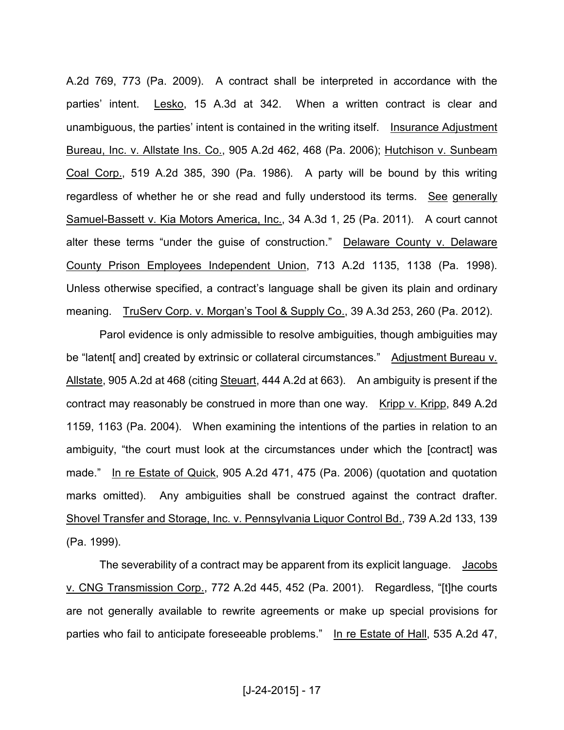A.2d 769, 773 (Pa. 2009). A contract shall be interpreted in accordance with the parties' intent. Lesko, 15 A.3d at 342. When a written contract is clear and unambiguous, the parties' intent is contained in the writing itself. Insurance Adjustment Bureau, Inc. v. Allstate Ins. Co., 905 A.2d 462, 468 (Pa. 2006); Hutchison v. Sunbeam Coal Corp., 519 A.2d 385, 390 (Pa. 1986). A party will be bound by this writing regardless of whether he or she read and fully understood its terms. See generally Samuel-Bassett v. Kia Motors America, Inc., 34 A.3d 1, 25 (Pa. 2011). A court cannot alter these terms "under the guise of construction." Delaware County v. Delaware County Prison Employees Independent Union, 713 A.2d 1135, 1138 (Pa. 1998). Unless otherwise specified, a contract's language shall be given its plain and ordinary meaning. TruServ Corp. v. Morgan's Tool & Supply Co., 39 A.3d 253, 260 (Pa. 2012).

Parol evidence is only admissible to resolve ambiguities, though ambiguities may be "latent[ and] created by extrinsic or collateral circumstances." Adjustment Bureau v. Allstate, 905 A.2d at 468 (citing Steuart, 444 A.2d at 663). An ambiguity is present if the contract may reasonably be construed in more than one way. Kripp v. Kripp, 849 A.2d 1159, 1163 (Pa. 2004). When examining the intentions of the parties in relation to an ambiguity, "the court must look at the circumstances under which the [contract] was made." In re Estate of Quick, 905 A.2d 471, 475 (Pa. 2006) (quotation and quotation marks omitted). Any ambiguities shall be construed against the contract drafter. Shovel Transfer and Storage, Inc. v. Pennsylvania Liquor Control Bd., 739 A.2d 133, 139 (Pa. 1999).

The severability of a contract may be apparent from its explicit language. Jacobs v. CNG Transmission Corp., 772 A.2d 445, 452 (Pa. 2001). Regardless, "[t]he courts are not generally available to rewrite agreements or make up special provisions for parties who fail to anticipate foreseeable problems." In re Estate of Hall, 535 A.2d 47,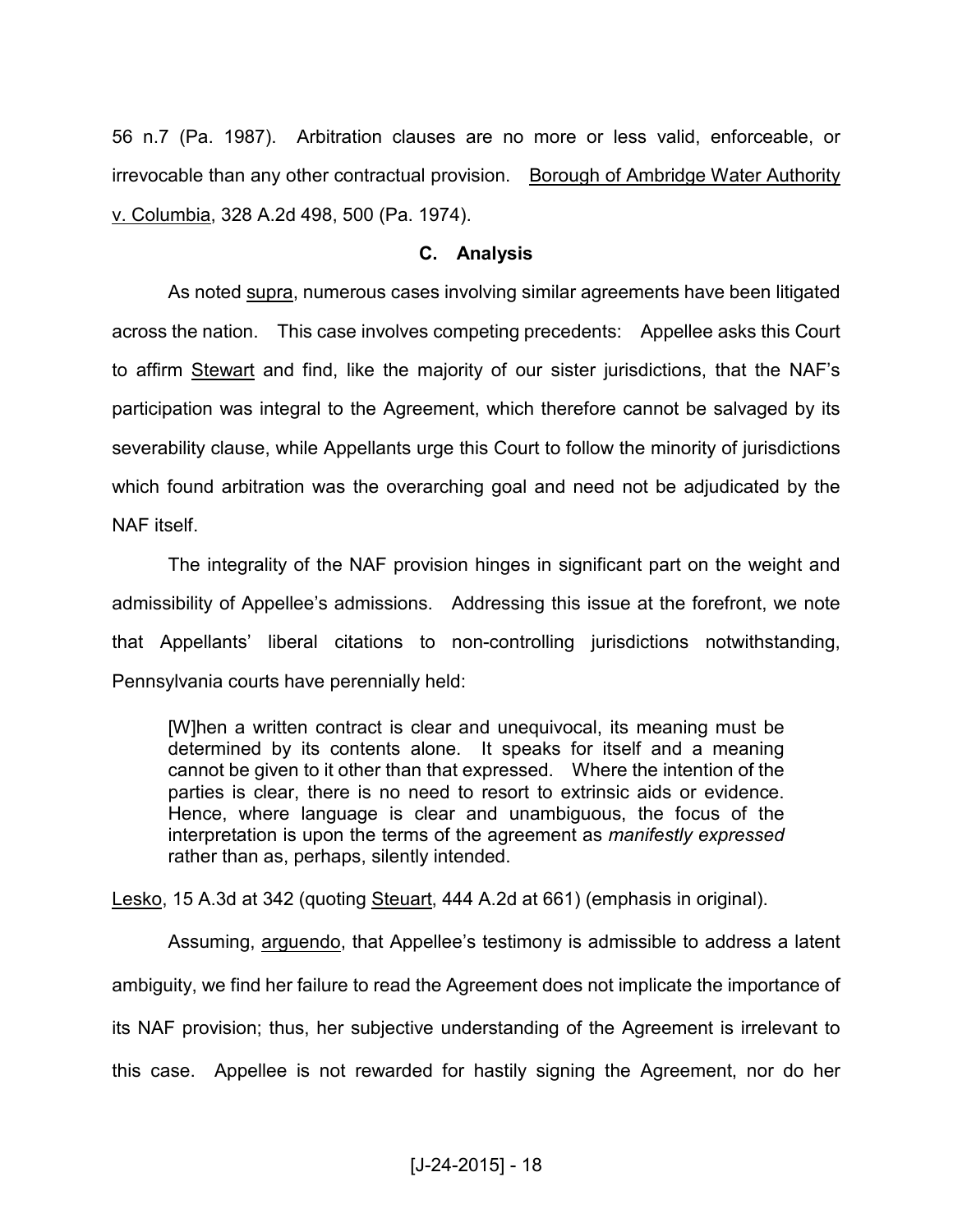56 n.7 (Pa. 1987). Arbitration clauses are no more or less valid, enforceable, or irrevocable than any other contractual provision. Borough of Ambridge Water Authority v. Columbia, 328 A.2d 498, 500 (Pa. 1974).

### C. Analysis

As noted supra, numerous cases involving similar agreements have been litigated across the nation. This case involves competing precedents: Appellee asks this Court to affirm Stewart and find, like the majority of our sister jurisdictions, that the NAF's participation was integral to the Agreement, which therefore cannot be salvaged by its severability clause, while Appellants urge this Court to follow the minority of jurisdictions which found arbitration was the overarching goal and need not be adjudicated by the NAF itself.

The integrality of the NAF provision hinges in significant part on the weight and admissibility of Appellee's admissions. Addressing this issue at the forefront, we note that Appellants' liberal citations to non-controlling jurisdictions notwithstanding, Pennsylvania courts have perennially held:

> [W]hen a written contract is clear and unequivocal, its meaning must be determined by its contents alone. It speaks for itself and a meaning cannot be given to it other than that expressed. Where the intention of the parties is clear, there is no need to resort to extrinsic aids or evidence. Hence, where language is clear and unambiguous, the focus of the interpretation is upon the terms of the agreement as *manifestly expressed* rather than as, perhaps, silently intended.

Lesko, 15 A.3d at 342 (quoting Steuart, 444 A.2d at 661) (emphasis in original).

Assuming, arguendo, that Appellee's testimony is admissible to address a latent ambiguity, we find her failure to read the Agreement does not implicate the importance of its NAF provision; thus, her subjective understanding of the Agreement is irrelevant to this case. Appellee is not rewarded for hastily signing the Agreement, nor do her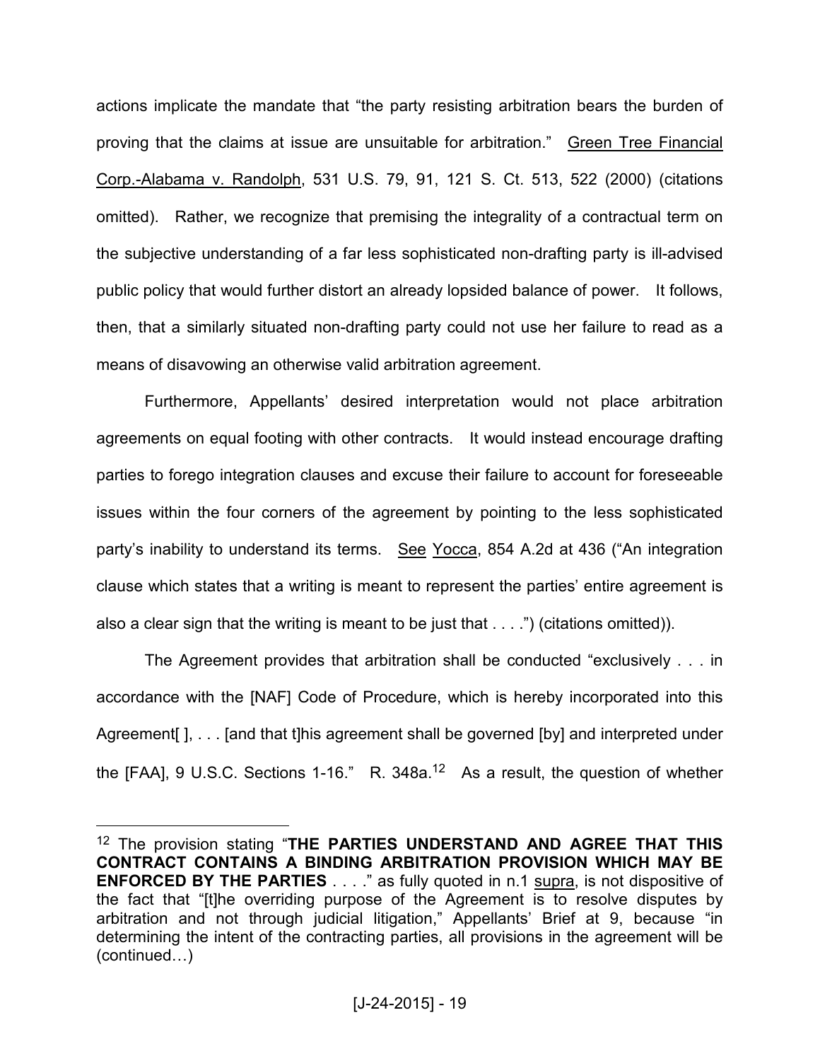actions implicate the mandate that "the party resisting arbitration bears the burden of proving that the claims at issue are unsuitable for arbitration." Green Tree Financial Corp.-Alabama v. Randolph, 531 U.S. 79, 91, 121 S. Ct. 513, 522 (2000) (citations omitted). Rather, we recognize that premising the integrality of a contractual term on the subjective understanding of a far less sophisticated non-drafting party is ill-advised public policy that would further distort an already lopsided balance of power. It follows, then, that a similarly situated non-drafting party could not use her failure to read as a means of disavowing an otherwise valid arbitration agreement.

Furthermore, Appellants' desired interpretation would not place arbitration agreements on equal footing with other contracts. It would instead encourage drafting parties to forego integration clauses and excuse their failure to account for foreseeable issues within the four corners of the agreement by pointing to the less sophisticated party's inability to understand its terms. See Yocca, 854 A.2d at 436 ("An integration clause which states that a writing is meant to represent the parties' entire agreement is also a clear sign that the writing is meant to be just that . . . .") (citations omitted)).

The Agreement provides that arbitration shall be conducted "exclusively . . . in accordance with the [NAF] Code of Procedure, which is hereby incorporated into this Agreement[ ], . . . [and that t]his agreement shall be governed [by] and interpreted under the [FAA], 9 U.S.C. Sections 1-16." R. 348a.[12] As a result, the question of whether

---

[12] The provision stating "**THE PARTIES UNDERSTAND AND AGREE THAT THIS CONTRACT CONTAINS A BINDING ARBITRATION PROVISION WHICH MAY BE ENFORCED BY THE PARTIES** . . . ." as fully quoted in n.1 supra, is not dispositive of the fact that "[t]he overriding purpose of the Agreement is to resolve disputes by arbitration and not through judicial litigation," Appellants' Brief at 9, because "in determining the intent of the contracting parties, all provisions in the agreement will be (continued…)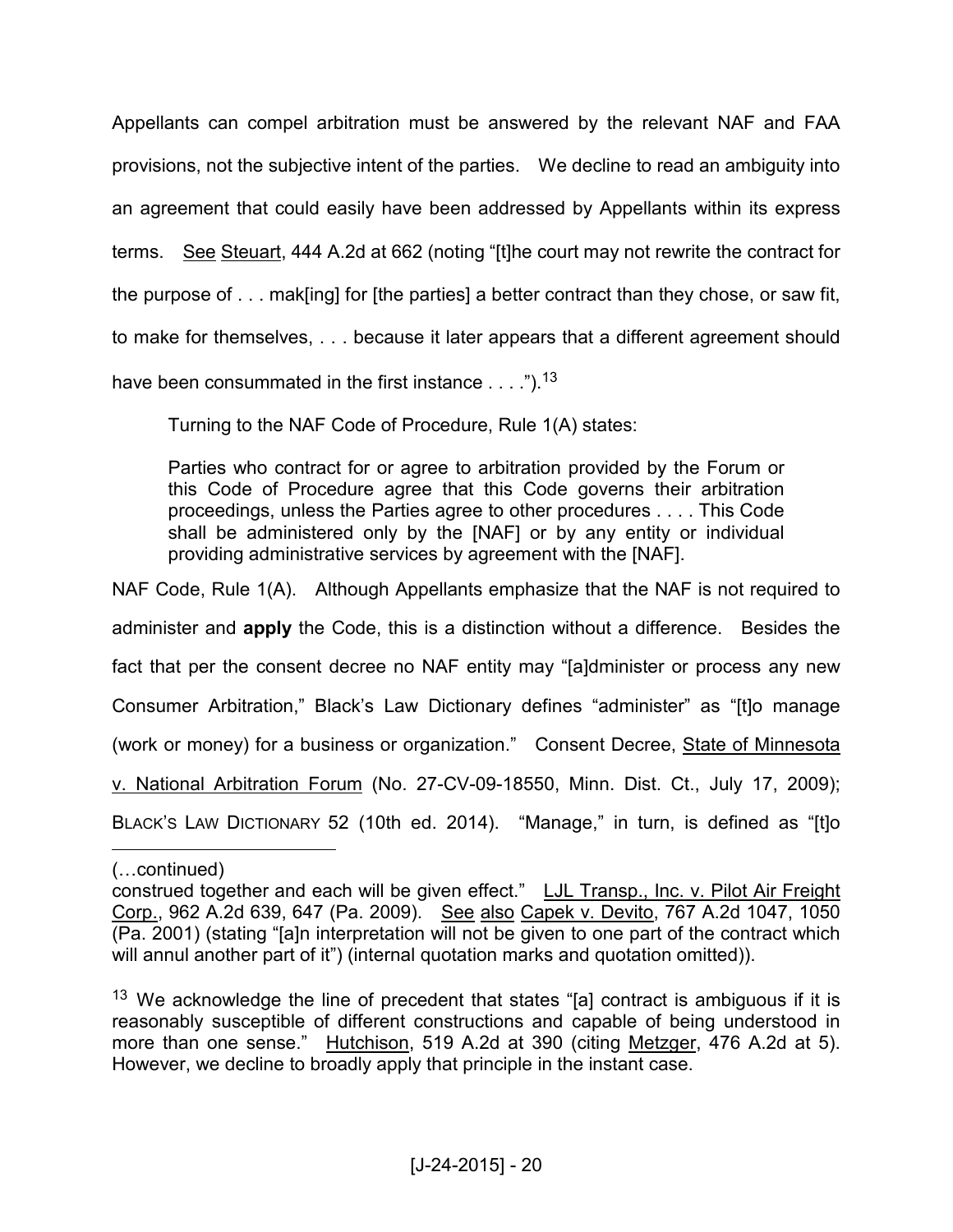Appellants can compel arbitration must be answered by the relevant NAF and FAA provisions, not the subjective intent of the parties. We decline to read an ambiguity into an agreement that could easily have been addressed by Appellants within its express terms. See Steuart, 444 A.2d at 662 (noting "[t]he court may not rewrite the contract for the purpose of . . . mak[ing] for [the parties] a better contract than they chose, or saw fit, to make for themselves, . . . because it later appears that a different agreement should have been consummated in the first instance . . . .").[13]

Turning to the NAF Code of Procedure, Rule 1(A) states:

> Parties who contract for or agree to arbitration provided by the Forum or this Code of Procedure agree that this Code governs their arbitration proceedings, unless the Parties agree to other procedures . . . . This Code shall be administered only by the [NAF] or by any entity or individual providing administrative services by agreement with the [NAF].

NAF Code, Rule 1(A). Although Appellants emphasize that the NAF is not required to administer and **apply** the Code, this is a distinction without a difference. Besides the fact that per the consent decree no NAF entity may "[a]dminister or process any new Consumer Arbitration," Black's Law Dictionary defines "administer" as "[t]o manage (work or money) for a business or organization." Consent Decree, State of Minnesota v. National Arbitration Forum (No. 27-CV-09-18550, Minn. Dist. Ct., July 17, 2009); BLACK'S LAW DICTIONARY 52 (10th ed. 2014). "Manage," in turn, is defined as "[t]o

---

(…continued)
construed together and each will be given effect." LJL Transp., Inc. v. Pilot Air Freight Corp., 962 A.2d 639, 647 (Pa. 2009). See also Capek v. Devito, 767 A.2d 1047, 1050 (Pa. 2001) (stating "[a]n interpretation will not be given to one part of the contract which will annul another part of it") (internal quotation marks and quotation omitted)).

[13] We acknowledge the line of precedent that states "[a] contract is ambiguous if it is reasonably susceptible of different constructions and capable of being understood in more than one sense." Hutchison, 519 A.2d at 390 (citing Metzger, 476 A.2d at 5). However, we decline to broadly apply that principle in the instant case.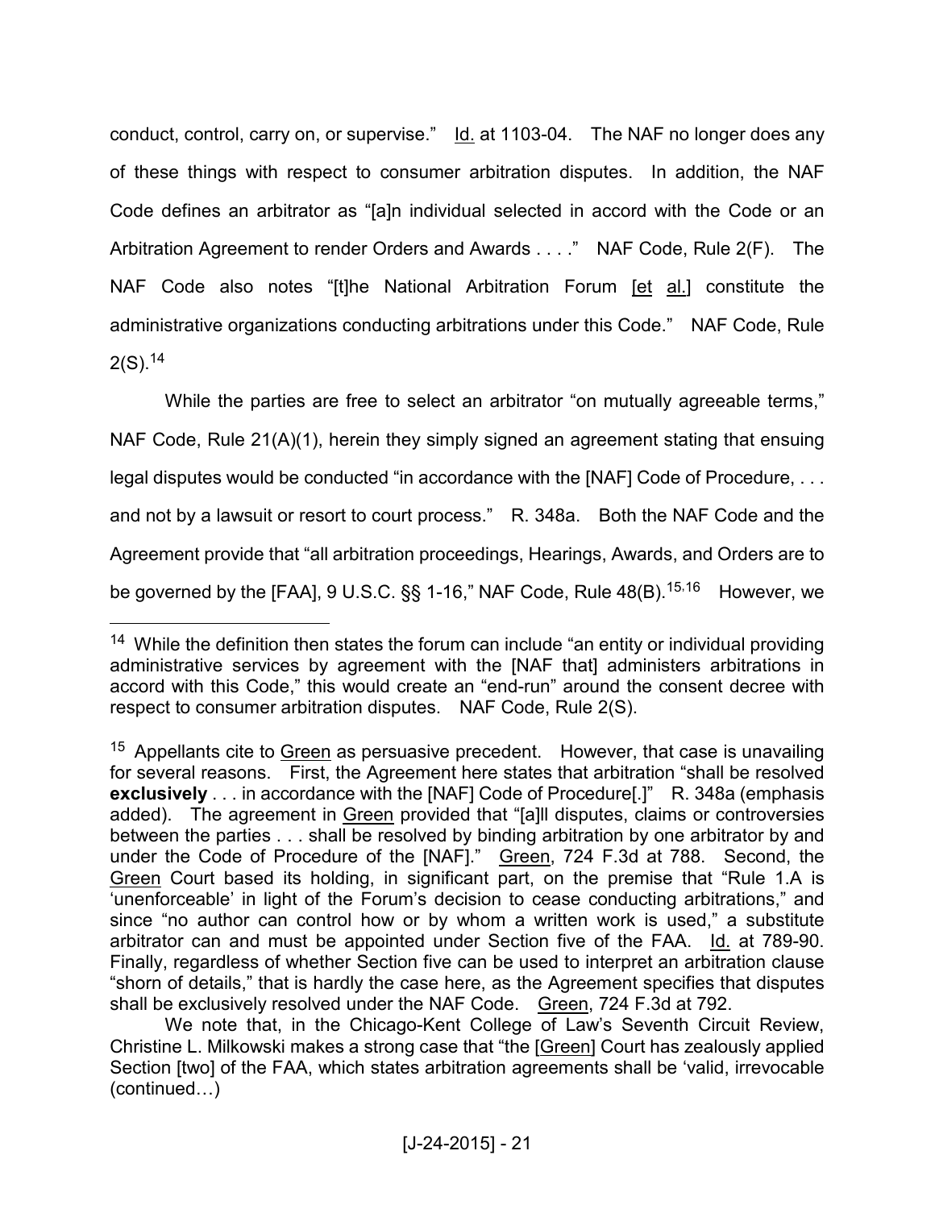conduct, control, carry on, or supervise." Id. at 1103-04. The NAF no longer does any of these things with respect to consumer arbitration disputes. In addition, the NAF Code defines an arbitrator as "[a]n individual selected in accord with the Code or an Arbitration Agreement to render Orders and Awards . . . ." NAF Code, Rule 2(F). The NAF Code also notes "[t]he National Arbitration Forum [et al.] constitute the administrative organizations conducting arbitrations under this Code." NAF Code, Rule 2(S).[14]

While the parties are free to select an arbitrator "on mutually agreeable terms," NAF Code, Rule 21(A)(1), herein they simply signed an agreement stating that ensuing legal disputes would be conducted "in accordance with the [NAF] Code of Procedure, . . . and not by a lawsuit or resort to court process." R. 348a. Both the NAF Code and the Agreement provide that "all arbitration proceedings, Hearings, Awards, and Orders are to be governed by the [FAA], 9 U.S.C. §§ 1-16," NAF Code, Rule 48(B).[15,16] However, we

---

[14] While the definition then states the forum can include "an entity or individual providing administrative services by agreement with the [NAF that] administers arbitrations in accord with this Code," this would create an "end-run" around the consent decree with respect to consumer arbitration disputes. NAF Code, Rule 2(S).

[15] Appellants cite to Green as persuasive precedent. However, that case is unavailing for several reasons. First, the Agreement here states that arbitration "shall be resolved **exclusively** . . . in accordance with the [NAF] Code of Procedure[.]" R. 348a (emphasis added). The agreement in Green provided that "[a]ll disputes, claims or controversies between the parties . . . shall be resolved by binding arbitration by one arbitrator by and under the Code of Procedure of the [NAF]." Green, 724 F.3d at 788. Second, the Green Court based its holding, in significant part, on the premise that "Rule 1.A is 'unenforceable' in light of the Forum's decision to cease conducting arbitrations," and since "no author can control how or by whom a written work is used," a substitute arbitrator can and must be appointed under Section five of the FAA. Id. at 789-90. Finally, regardless of whether Section five can be used to interpret an arbitration clause "shorn of details," that is hardly the case here, as the Agreement specifies that disputes shall be exclusively resolved under the NAF Code. Green, 724 F.3d at 792.

We note that, in the Chicago-Kent College of Law's Seventh Circuit Review, Christine L. Milkowski makes a strong case that "the [Green] Court has zealously applied Section [two] of the FAA, which states arbitration agreements shall be 'valid, irrevocable (continued…)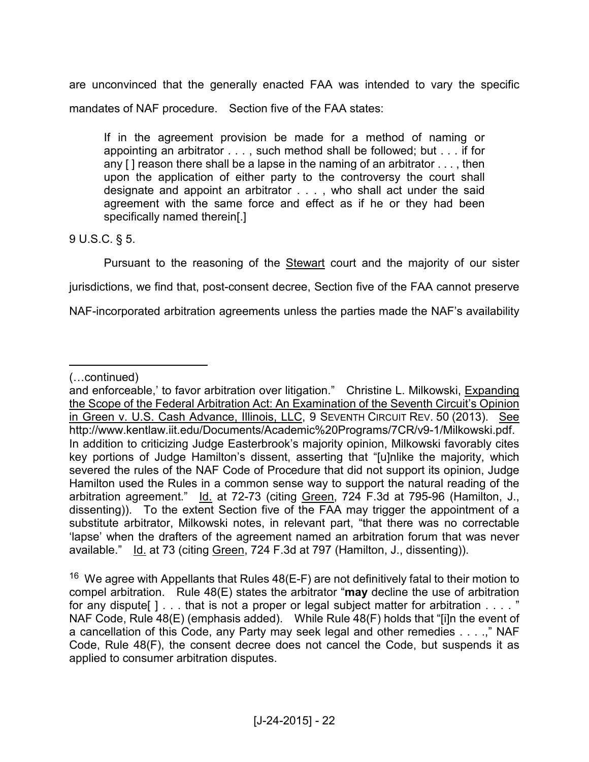are unconvinced that the generally enacted FAA was intended to vary the specific mandates of NAF procedure. Section five of the FAA states:

> If in the agreement provision be made for a method of naming or appointing an arbitrator . . . , such method shall be followed; but . . . if for any [ ] reason there shall be a lapse in the naming of an arbitrator . . . , then upon the application of either party to the controversy the court shall designate and appoint an arbitrator . . . , who shall act under the said agreement with the same force and effect as if he or they had been specifically named therein[.]

9 U.S.C. § 5.

Pursuant to the reasoning of the Stewart court and the majority of our sister jurisdictions, we find that, post-consent decree, Section five of the FAA cannot preserve NAF-incorporated arbitration agreements unless the parties made the NAF's availability

---

(…continued)
and enforceable,' to favor arbitration over litigation." Christine L. Milkowski, Expanding the Scope of the Federal Arbitration Act: An Examination of the Seventh Circuit's Opinion in Green v. U.S. Cash Advance, Illinois, LLC, 9 SEVENTH CIRCUIT REV. 50 (2013). See http://www.kentlaw.iit.edu/Documents/Academic%20Programs/7CR/v9-1/Milkowski.pdf. In addition to criticizing Judge Easterbrook's majority opinion, Milkowski favorably cites key portions of Judge Hamilton's dissent, asserting that "[u]nlike the majority, which severed the rules of the NAF Code of Procedure that did not support its opinion, Judge Hamilton used the Rules in a common sense way to support the natural reading of the arbitration agreement." Id. at 72-73 (citing Green, 724 F.3d at 795-96 (Hamilton, J., dissenting)). To the extent Section five of the FAA may trigger the appointment of a substitute arbitrator, Milkowski notes, in relevant part, "that there was no correctable 'lapse' when the drafters of the agreement named an arbitration forum that was never available." Id. at 73 (citing Green, 724 F.3d at 797 (Hamilton, J., dissenting)).

[16] We agree with Appellants that Rules 48(E-F) are not definitively fatal to their motion to compel arbitration. Rule 48(E) states the arbitrator "**may** decline the use of arbitration for any dispute[ ] . . . that is not a proper or legal subject matter for arbitration . . . . " NAF Code, Rule 48(E) (emphasis added). While Rule 48(F) holds that "[i]n the event of a cancellation of this Code, any Party may seek legal and other remedies . . . .," NAF Code, Rule 48(F), the consent decree does not cancel the Code, but suspends it as applied to consumer arbitration disputes.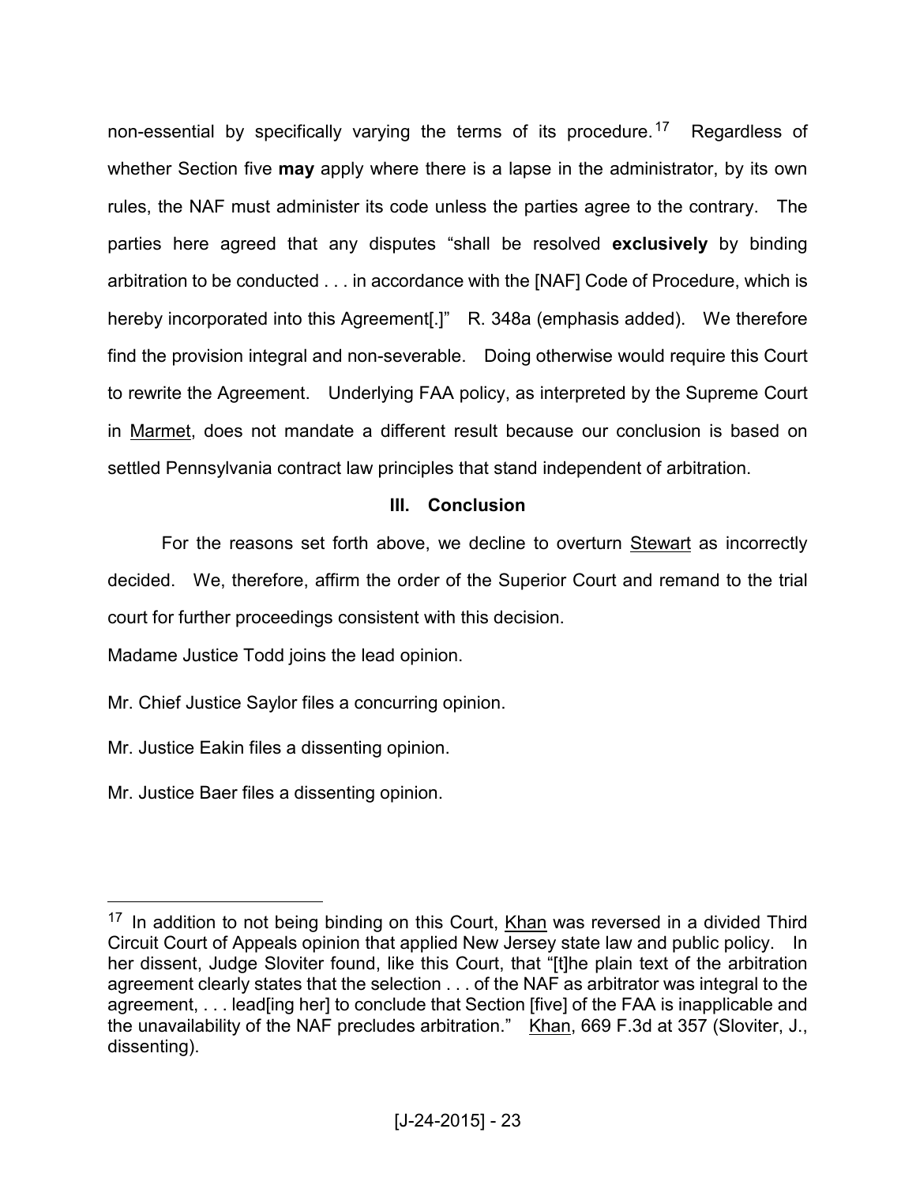non-essential by specifically varying the terms of its procedure.[17] Regardless of whether Section five **may** apply where there is a lapse in the administrator, by its own rules, the NAF must administer its code unless the parties agree to the contrary. The parties here agreed that any disputes "shall be resolved **exclusively** by binding arbitration to be conducted . . . in accordance with the [NAF] Code of Procedure, which is hereby incorporated into this Agreement[.]" R. 348a (emphasis added). We therefore find the provision integral and non-severable. Doing otherwise would require this Court to rewrite the Agreement. Underlying FAA policy, as interpreted by the Supreme Court in Marmet, does not mandate a different result because our conclusion is based on settled Pennsylvania contract law principles that stand independent of arbitration.

### III. Conclusion

For the reasons set forth above, we decline to overturn Stewart as incorrectly decided. We, therefore, affirm the order of the Superior Court and remand to the trial court for further proceedings consistent with this decision.

Madame Justice Todd joins the lead opinion.

Mr. Chief Justice Saylor files a concurring opinion.

Mr. Justice Eakin files a dissenting opinion.

Mr. Justice Baer files a dissenting opinion.

---

[17] In addition to not being binding on this Court, Khan was reversed in a divided Third Circuit Court of Appeals opinion that applied New Jersey state law and public policy. In her dissent, Judge Sloviter found, like this Court, that "[t]he plain text of the arbitration agreement clearly states that the selection . . . of the NAF as arbitrator was integral to the agreement, . . . lead[ing her] to conclude that Section [five] of the FAA is inapplicable and the unavailability of the NAF precludes arbitration." Khan, 669 F.3d at 357 (Sloviter, J., dissenting).